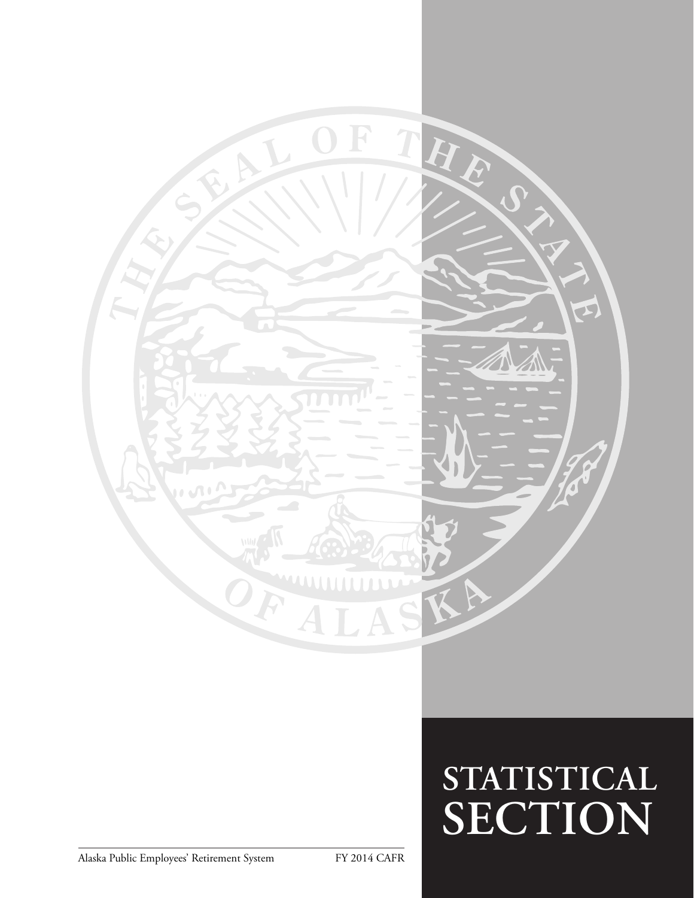# STATISTICAL SECTION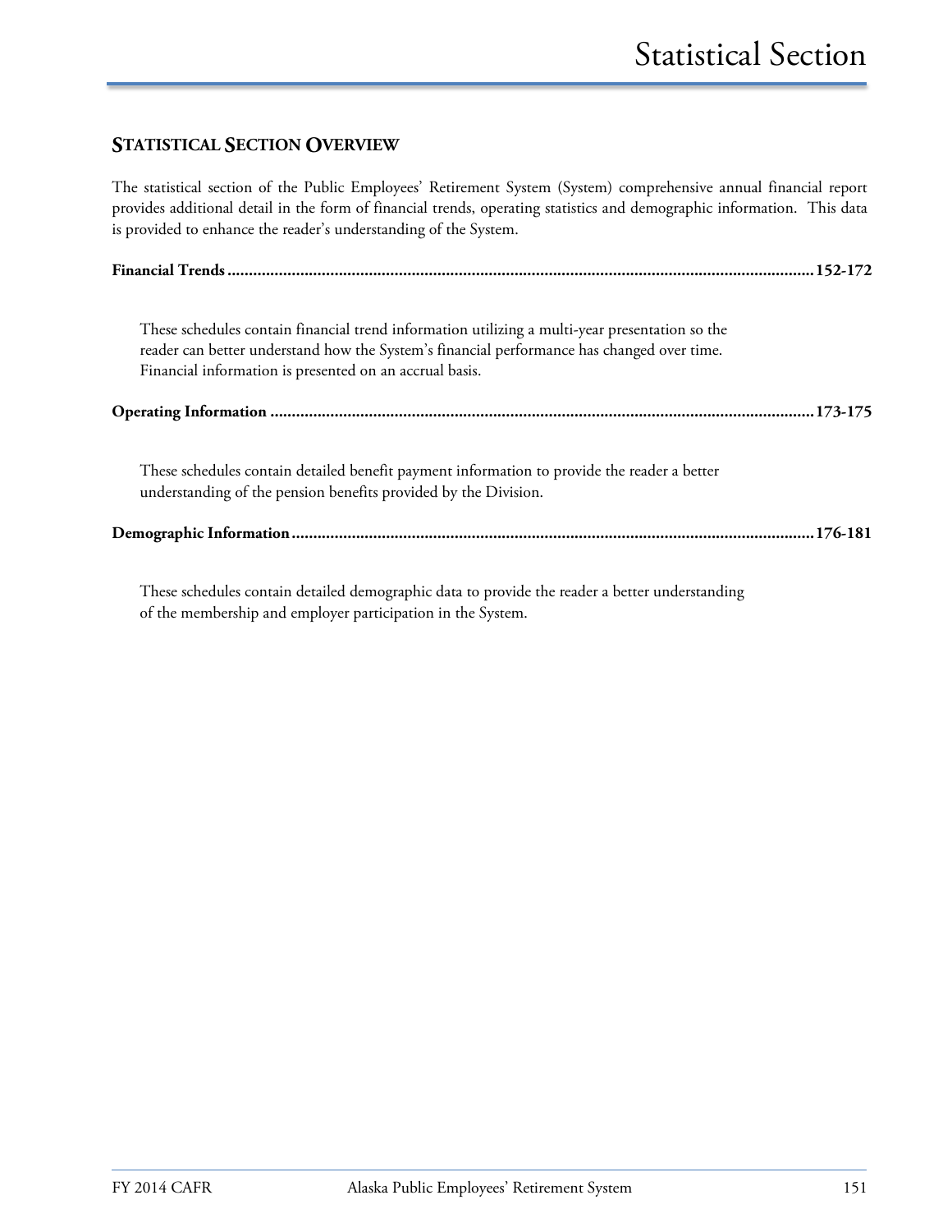# Statistical Section

## STATISTICAL SECTION OVERVIEW

The statistical section of the Public Employees' Retirement System (System) comprehensive annual financial report provides additional detail in the form of financial trends, operating statistics and demographic information. This data is provided to enhance the reader's understanding of the System.

**Financial Trends ..................................................................................................................................... 152-172**

These schedules contain financial trend information utilizing a multi-year presentation so the reader can better understand how the System's financial performance has changed over time. Financial information is presented on an accrual basis.

**Operating Information ........................................................................................................................... 173-175**

These schedules contain detailed benefit payment information to provide the reader a better understanding of the pension benefits provided by the Division.

**Demographic Information ...................................................................................................................... 176-181**

These schedules contain detailed demographic data to provide the reader a better understanding of the membership and employer participation in the System.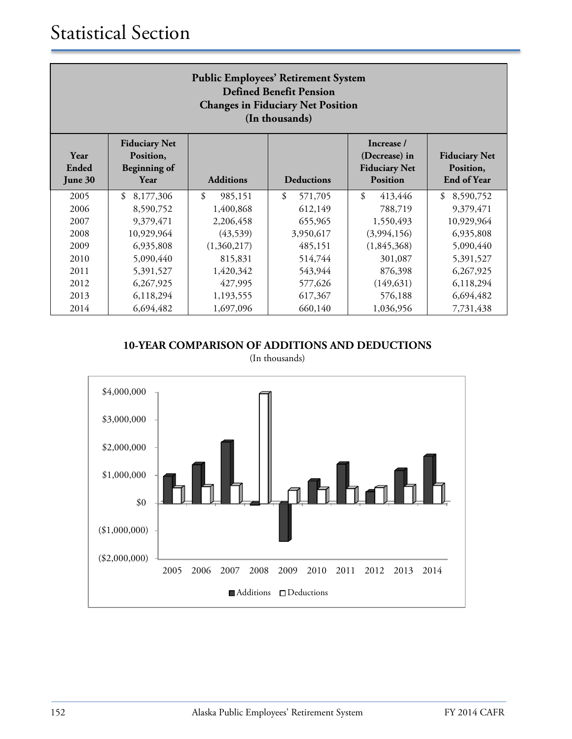# Statistical Section

**Public Employees' Retirement System**
**Defined Benefit Pension**
**Changes in Fiduciary Net Position**
**(In thousands)**

| Year Ended June 30 | Fiduciary Net Position, Beginning of Year | Additions | Deductions | Increase / (Decrease) in Fiduciary Net Position | Fiduciary Net Position, End of Year |
|---|---|---|---|---|---|
| 2005 | $ 8,177,306 | $ 985,151 | $ 571,705 | $ 413,446 | $ 8,590,752 |
| 2006 | 8,590,752 | 1,400,868 | 612,149 | 788,719 | 9,379,471 |
| 2007 | 9,379,471 | 2,206,458 | 655,965 | 1,550,493 | 10,929,964 |
| 2008 | 10,929,964 | (43,539) | 3,950,617 | (3,994,156) | 6,935,808 |
| 2009 | 6,935,808 | (1,360,217) | 485,151 | (1,845,368) | 5,090,440 |
| 2010 | 5,090,440 | 815,831 | 514,744 | 301,087 | 5,391,527 |
| 2011 | 5,391,527 | 1,420,342 | 543,944 | 876,398 | 6,267,925 |
| 2012 | 6,267,925 | 427,995 | 577,626 | (149,631) | 6,118,294 |
| 2013 | 6,118,294 | 1,193,555 | 617,367 | 576,188 | 6,694,482 |
| 2014 | 6,694,482 | 1,697,096 | 660,140 | 1,036,956 | 7,731,438 |

**10-YEAR COMPARISON OF ADDITIONS AND DEDUCTIONS**

(In thousands)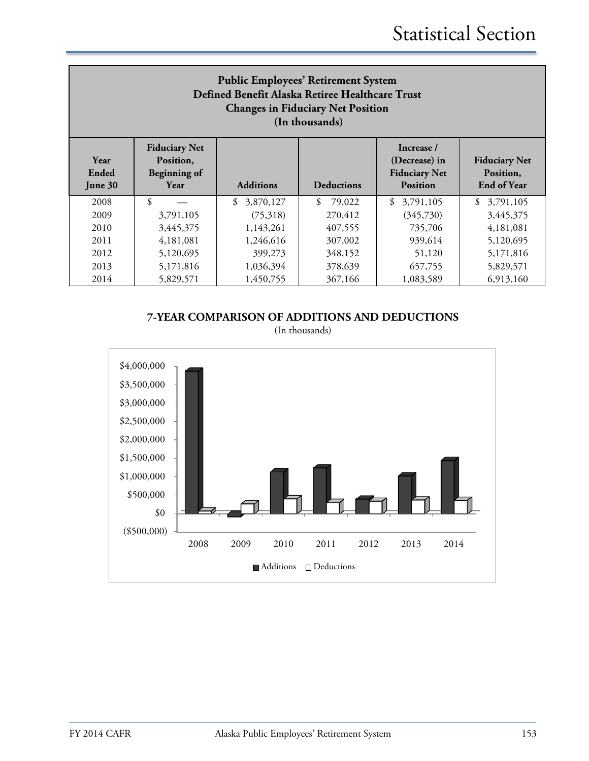## Public Employees' Retirement System Defined Benefit Alaska Retiree Healthcare Trust Changes in Fiduciary Net Position (In thousands)

| Year Ended June 30 | Fiduciary Net Position, Beginning of Year | Additions | Deductions | Increase / (Decrease) in Fiduciary Net Position | Fiduciary Net Position, End of Year |
|---|---|---|---|---|---|
| 2008 | $ — | $ 3,870,127 | $ 79,022 | $ 3,791,105 | $ 3,791,105 |
| 2009 | 3,791,105 | (75,318) | 270,412 | (345,730) | 3,445,375 |
| 2010 | 3,445,375 | 1,143,261 | 407,555 | 735,706 | 4,181,081 |
| 2011 | 4,181,081 | 1,246,616 | 307,002 | 939,614 | 5,120,695 |
| 2012 | 5,120,695 | 399,273 | 348,152 | 51,120 | 5,171,816 |
| 2013 | 5,171,816 | 1,036,394 | 378,639 | 657,755 | 5,829,571 |
| 2014 | 5,829,571 | 1,450,755 | 367,166 | 1,083,589 | 6,913,160 |

### 7-YEAR COMPARISON OF ADDITIONS AND DEDUCTIONS

(In thousands)

| Year | Additions | Deductions |
|---|---|---|
| 2008 | 3,870,127 | 79,022 |
| 2009 | (75,318) | 270,412 |
| 2010 | 1,143,261 | 407,555 |
| 2011 | 1,246,616 | 307,002 |
| 2012 | 399,273 | 348,152 |
| 2013 | 1,036,394 | 378,639 |
| 2014 | 1,450,755 | 367,166 |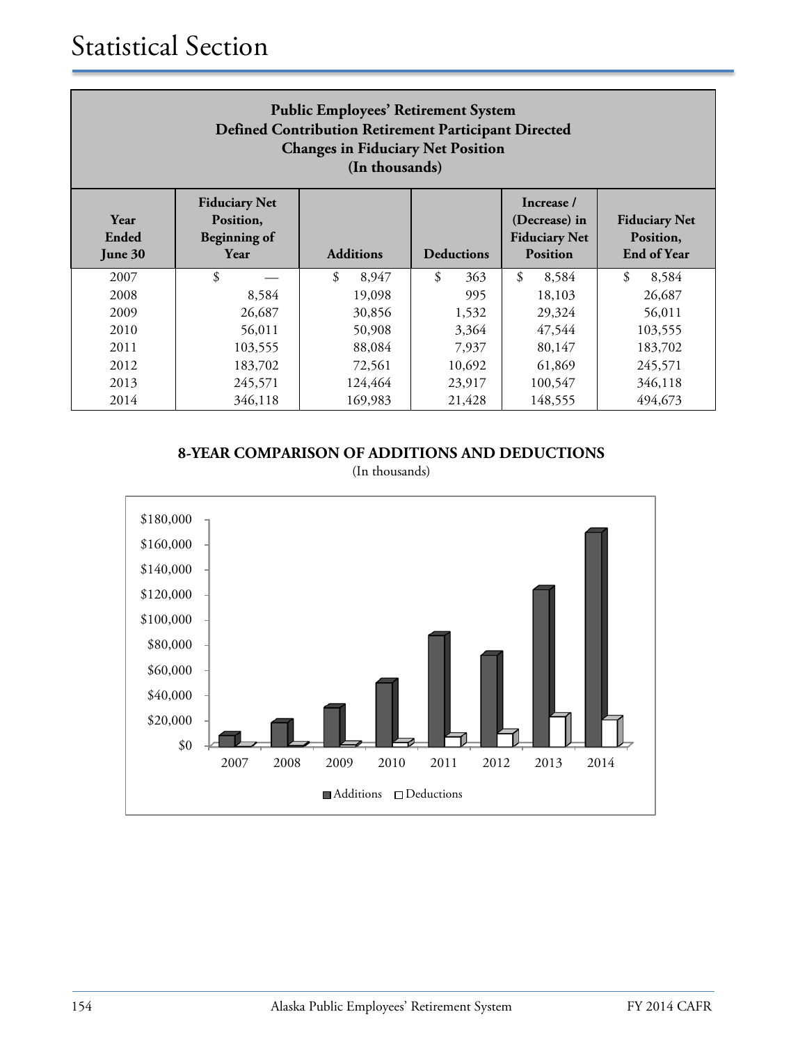# Statistical Section

**Public Employees' Retirement System**
**Defined Contribution Retirement Participant Directed**
**Changes in Fiduciary Net Position**
**(In thousands)**

| Year Ended June 30 | Fiduciary Net Position, Beginning of Year | Additions | Deductions | Increase / (Decrease) in Fiduciary Net Position | Fiduciary Net Position, End of Year |
|---|---|---|---|---|---|
| 2007 | $ — | $ 8,947 | $ 363 | $ 8,584 | $ 8,584 |
| 2008 | 8,584 | 19,098 | 995 | 18,103 | 26,687 |
| 2009 | 26,687 | 30,856 | 1,532 | 29,324 | 56,011 |
| 2010 | 56,011 | 50,908 | 3,364 | 47,544 | 103,555 |
| 2011 | 103,555 | 88,084 | 7,937 | 80,147 | 183,702 |
| 2012 | 183,702 | 72,561 | 10,692 | 61,869 | 245,571 |
| 2013 | 245,571 | 124,464 | 23,917 | 100,547 | 346,118 |
| 2014 | 346,118 | 169,983 | 21,428 | 148,555 | 494,673 |

**8-YEAR COMPARISON OF ADDITIONS AND DEDUCTIONS**

(In thousands)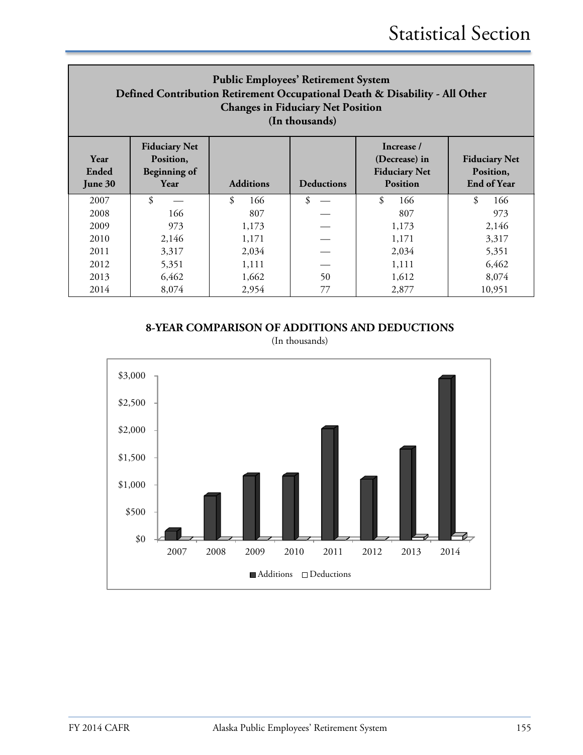# Statistical Section

| Public Employees' Retirement System<br>Defined Contribution Retirement Occupational Death & Disability - All Other<br>Changes in Fiduciary Net Position<br>(In thousands) | | | | | |
|---|---|---|---|---|---|
| **Year Ended June 30** | **Fiduciary Net Position, Beginning of Year** | **Additions** | **Deductions** | **Increase / (Decrease) in Fiduciary Net Position** | **Fiduciary Net Position, End of Year** |
| 2007 | $ — | $ 166 | $ — | $ 166 | $ 166 |
| 2008 | 166 | 807 | — | 807 | 973 |
| 2009 | 973 | 1,173 | — | 1,173 | 2,146 |
| 2010 | 2,146 | 1,171 | — | 1,171 | 3,317 |
| 2011 | 3,317 | 2,034 | — | 2,034 | 5,351 |
| 2012 | 5,351 | 1,111 | — | 1,111 | 6,462 |
| 2013 | 6,462 | 1,662 | 50 | 1,612 | 8,074 |
| 2014 | 8,074 | 2,954 | 77 | 2,877 | 10,951 |

**8-YEAR COMPARISON OF ADDITIONS AND DEDUCTIONS**

(In thousands)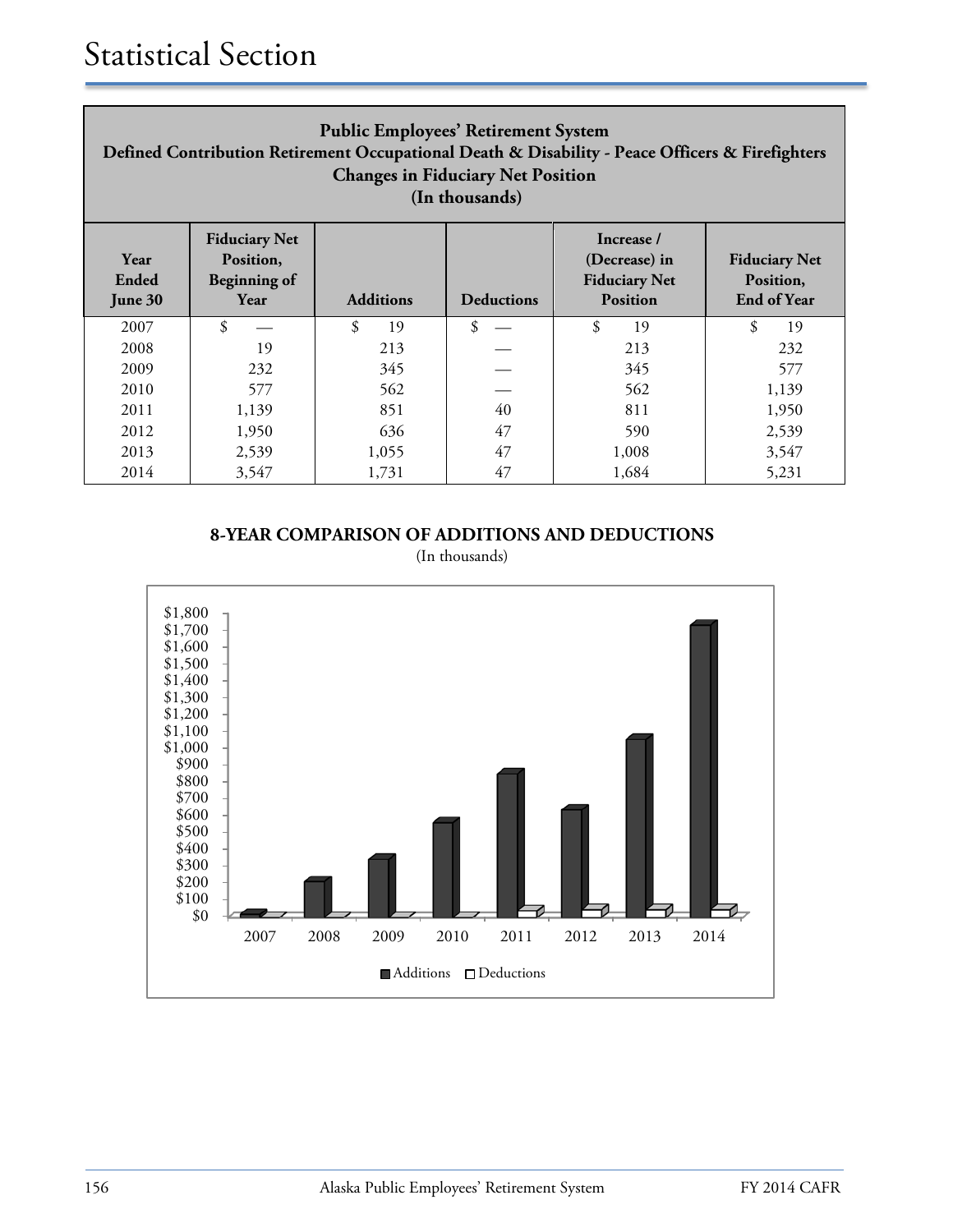# Statistical Section

**Public Employees' Retirement System**
**Defined Contribution Retirement Occupational Death & Disability - Peace Officers & Firefighters**
**Changes in Fiduciary Net Position**
**(In thousands)**

| Year Ended June 30 | Fiduciary Net Position, Beginning of Year | Additions | Deductions | Increase / (Decrease) in Fiduciary Net Position | Fiduciary Net Position, End of Year |
|---|---|---|---|---|---|
| 2007 | $ — | $ 19 | $ — | $ 19 | $ 19 |
| 2008 | 19 | 213 | — | 213 | 232 |
| 2009 | 232 | 345 | — | 345 | 577 |
| 2010 | 577 | 562 | — | 562 | 1,139 |
| 2011 | 1,139 | 851 | 40 | 811 | 1,950 |
| 2012 | 1,950 | 636 | 47 | 590 | 2,539 |
| 2013 | 2,539 | 1,055 | 47 | 1,008 | 3,547 |
| 2014 | 3,547 | 1,731 | 47 | 1,684 | 5,231 |

**8-YEAR COMPARISON OF ADDITIONS AND DEDUCTIONS**

(In thousands)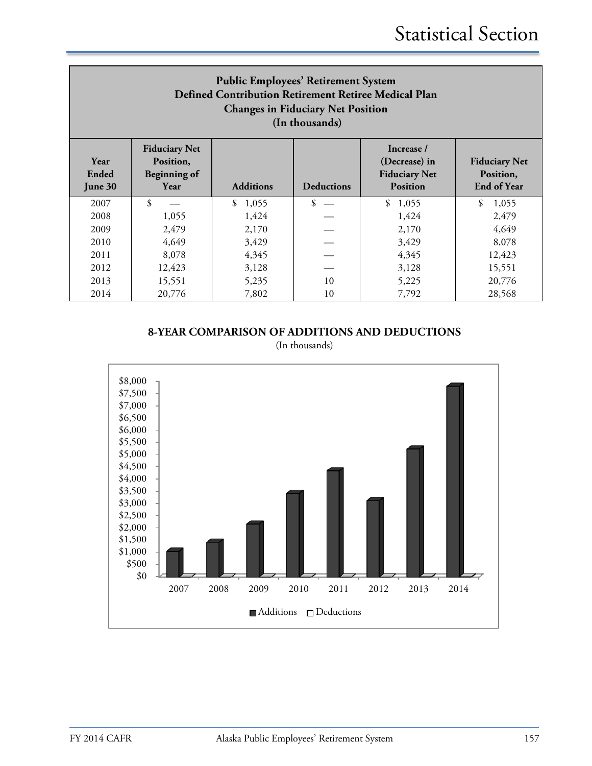## Public Employees' Retirement System
## Defined Contribution Retirement Retiree Medical Plan
## Changes in Fiduciary Net Position
## (In thousands)

| Year Ended June 30 | Fiduciary Net Position, Beginning of Year | Additions | Deductions | Increase / (Decrease) in Fiduciary Net Position | Fiduciary Net Position, End of Year |
|---|---|---|---|---|---|
| 2007 | $ — | $ 1,055 | $ — | $ 1,055 | $ 1,055 |
| 2008 | 1,055 | 1,424 | — | 1,424 | 2,479 |
| 2009 | 2,479 | 2,170 | — | 2,170 | 4,649 |
| 2010 | 4,649 | 3,429 | — | 3,429 | 8,078 |
| 2011 | 8,078 | 4,345 | — | 4,345 | 12,423 |
| 2012 | 12,423 | 3,128 | — | 3,128 | 15,551 |
| 2013 | 15,551 | 5,235 | 10 | 5,225 | 20,776 |
| 2014 | 20,776 | 7,802 | 10 | 7,792 | 28,568 |

**8-YEAR COMPARISON OF ADDITIONS AND DEDUCTIONS**

(In thousands)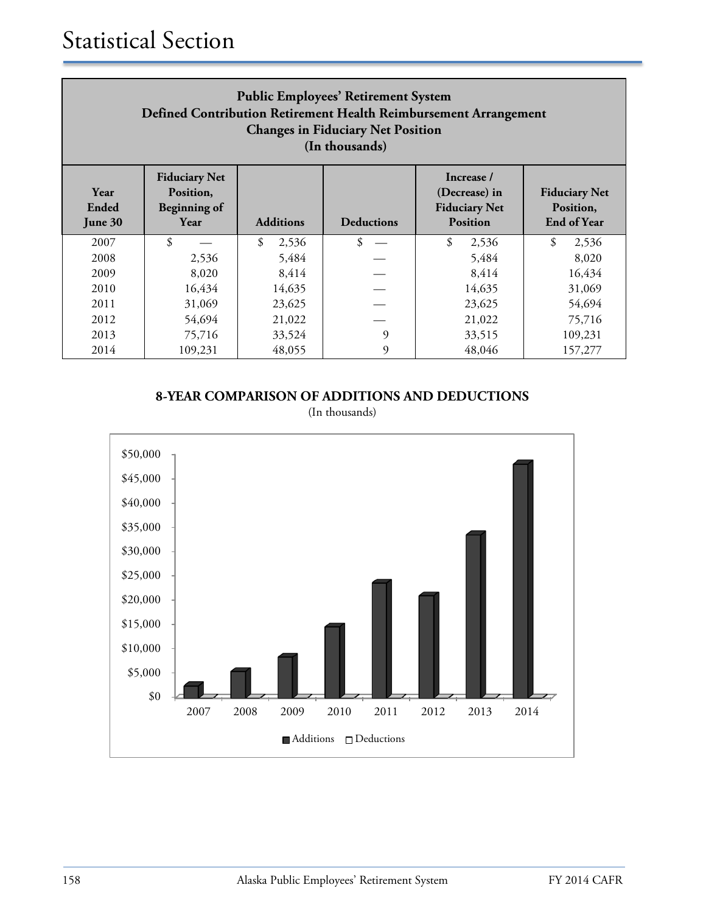# Statistical Section

**Public Employees' Retirement System**
**Defined Contribution Retirement Health Reimbursement Arrangement**
**Changes in Fiduciary Net Position**
**(In thousands)**

| Year Ended June 30 | Fiduciary Net Position, Beginning of Year | Additions | Deductions | Increase / (Decrease) in Fiduciary Net Position | Fiduciary Net Position, End of Year |
|---|---|---|---|---|---|
| 2007 | $ — | $ 2,536 | $ — | $ 2,536 | $ 2,536 |
| 2008 | 2,536 | 5,484 | — | 5,484 | 8,020 |
| 2009 | 8,020 | 8,414 | — | 8,414 | 16,434 |
| 2010 | 16,434 | 14,635 | — | 14,635 | 31,069 |
| 2011 | 31,069 | 23,625 | — | 23,625 | 54,694 |
| 2012 | 54,694 | 21,022 | — | 21,022 | 75,716 |
| 2013 | 75,716 | 33,524 | 9 | 33,515 | 109,231 |
| 2014 | 109,231 | 48,055 | 9 | 48,046 | 157,277 |

**8-YEAR COMPARISON OF ADDITIONS AND DEDUCTIONS**

(In thousands)

$50,000
$45,000
$40,000
$35,000
$30,000
$25,000
$20,000
$15,000
$10,000
$5,000
$0

2007 2008 2009 2010 2011 2012 2013 2014

Additions Deductions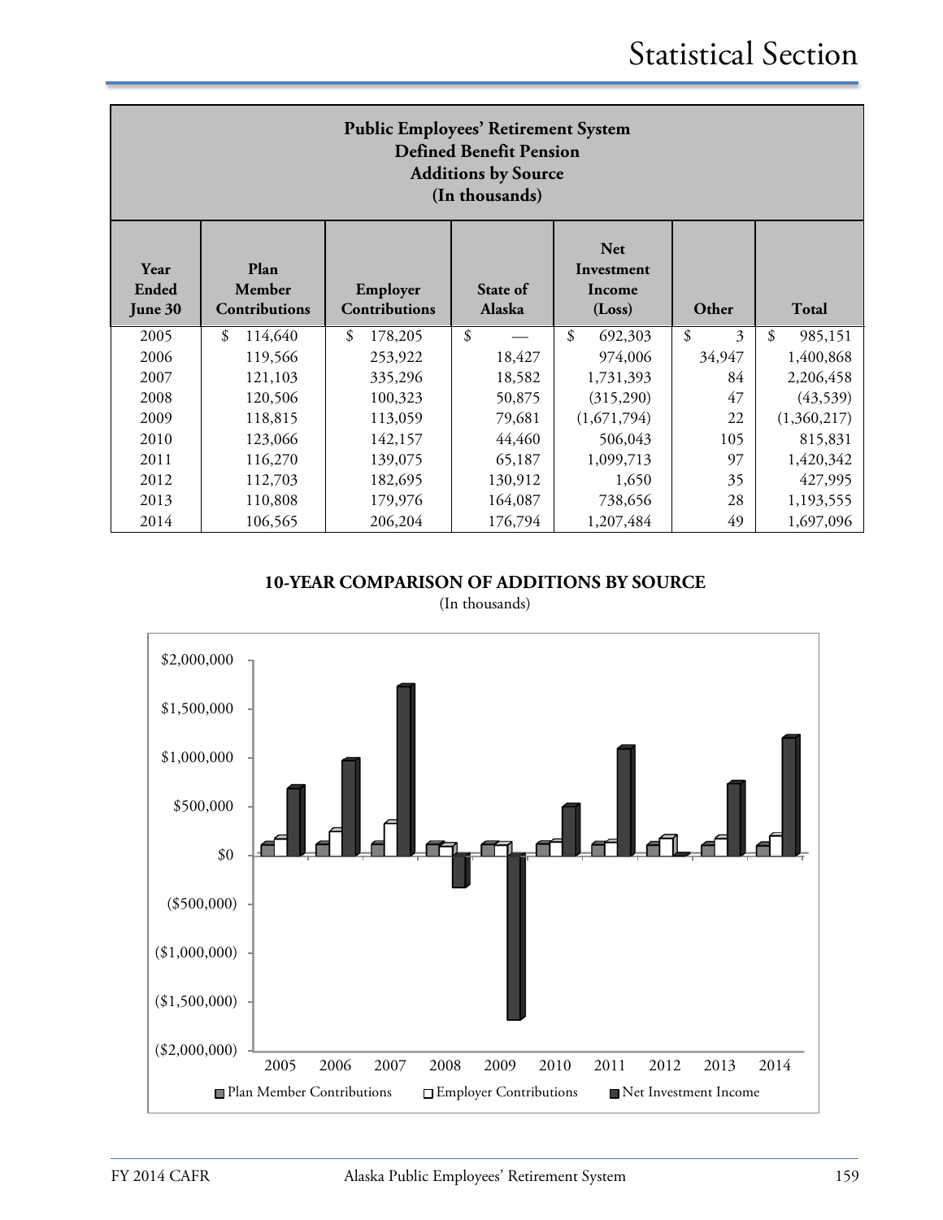## Public Employees' Retirement System
### Defined Benefit Pension
### Additions by Source
### (In thousands)

| Year Ended June 30 | Plan Member Contributions | Employer Contributions | State of Alaska | Net Investment Income (Loss) | Other | Total |
|---|---|---|---|---|---|---|
| 2005 | $ 114,640 | $ 178,205 | $ — | $ 692,303 | $ 3 | $ 985,151 |
| 2006 | 119,566 | 253,922 | 18,427 | 974,006 | 34,947 | 1,400,868 |
| 2007 | 121,103 | 335,296 | 18,582 | 1,731,393 | 84 | 2,206,458 |
| 2008 | 120,506 | 100,323 | 50,875 | (315,290) | 47 | (43,539) |
| 2009 | 118,815 | 113,059 | 79,681 | (1,671,794) | 22 | (1,360,217) |
| 2010 | 123,066 | 142,157 | 44,460 | 506,043 | 105 | 815,831 |
| 2011 | 116,270 | 139,075 | 65,187 | 1,099,713 | 97 | 1,420,342 |
| 2012 | 112,703 | 182,695 | 130,912 | 1,650 | 35 | 427,995 |
| 2013 | 110,808 | 179,976 | 164,087 | 738,656 | 28 | 1,193,555 |
| 2014 | 106,565 | 206,204 | 176,794 | 1,207,484 | 49 | 1,697,096 |

**10-YEAR COMPARISON OF ADDITIONS BY SOURCE**

(In thousands)

| Year | Plan Member Contributions | Employer Contributions | Net Investment Income |
|---|---|---|---|
| 2005 | 114,640 | 178,205 | 692,303 |
| 2006 | 119,566 | 253,922 | 974,006 |
| 2007 | 121,103 | 335,296 | 1,731,393 |
| 2008 | 120,506 | 100,323 | (315,290) |
| 2009 | 118,815 | 113,059 | (1,671,794) |
| 2010 | 123,066 | 142,157 | 506,043 |
| 2011 | 116,270 | 139,075 | 1,099,713 |
| 2012 | 112,703 | 182,695 | 1,650 |
| 2013 | 110,808 | 179,976 | 738,656 |
| 2014 | 106,565 | 206,204 | 1,207,484 |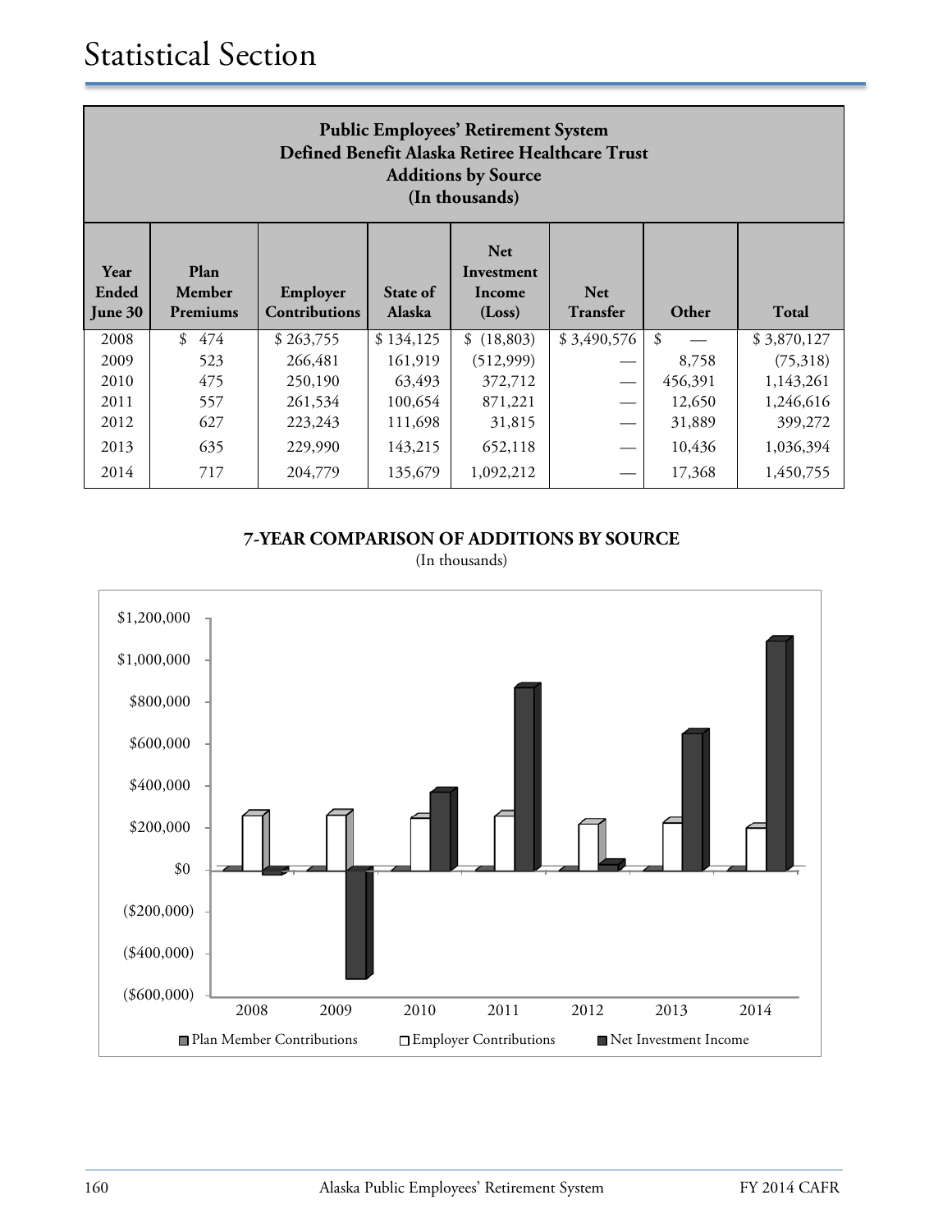# Statistical Section

| Public Employees' Retirement System Defined Benefit Alaska Retiree Healthcare Trust Additions by Source (In thousands) | | | | | | | |
|---|---|---|---|---|---|---|---|
| Year Ended June 30 | Plan Member Premiums | Employer Contributions | State of Alaska | Net Investment Income (Loss) | Net Transfer | Other | Total |
| 2008 | $ 474 | $ 263,755 | $ 134,125 | $ (18,803) | $ 3,490,576 | $ — | $ 3,870,127 |
| 2009 | 523 | 266,481 | 161,919 | (512,999) | — | 8,758 | (75,318) |
| 2010 | 475 | 250,190 | 63,493 | 372,712 | — | 456,391 | 1,143,261 |
| 2011 | 557 | 261,534 | 100,654 | 871,221 | — | 12,650 | 1,246,616 |
| 2012 | 627 | 223,243 | 111,698 | 31,815 | — | 31,889 | 399,272 |
| 2013 | 635 | 229,990 | 143,215 | 652,118 | — | 10,436 | 1,036,394 |
| 2014 | 717 | 204,779 | 135,679 | 1,092,212 | — | 17,368 | 1,450,755 |

**7-YEAR COMPARISON OF ADDITIONS BY SOURCE**

(In thousands)

$1,200,000
$1,000,000
$800,000
$600,000
$400,000
$200,000
$0
($200,000)
($400,000)
($600,000)

2008 2009 2010 2011 2012 2013 2014

Plan Member Contributions | Employer Contributions | Net Investment Income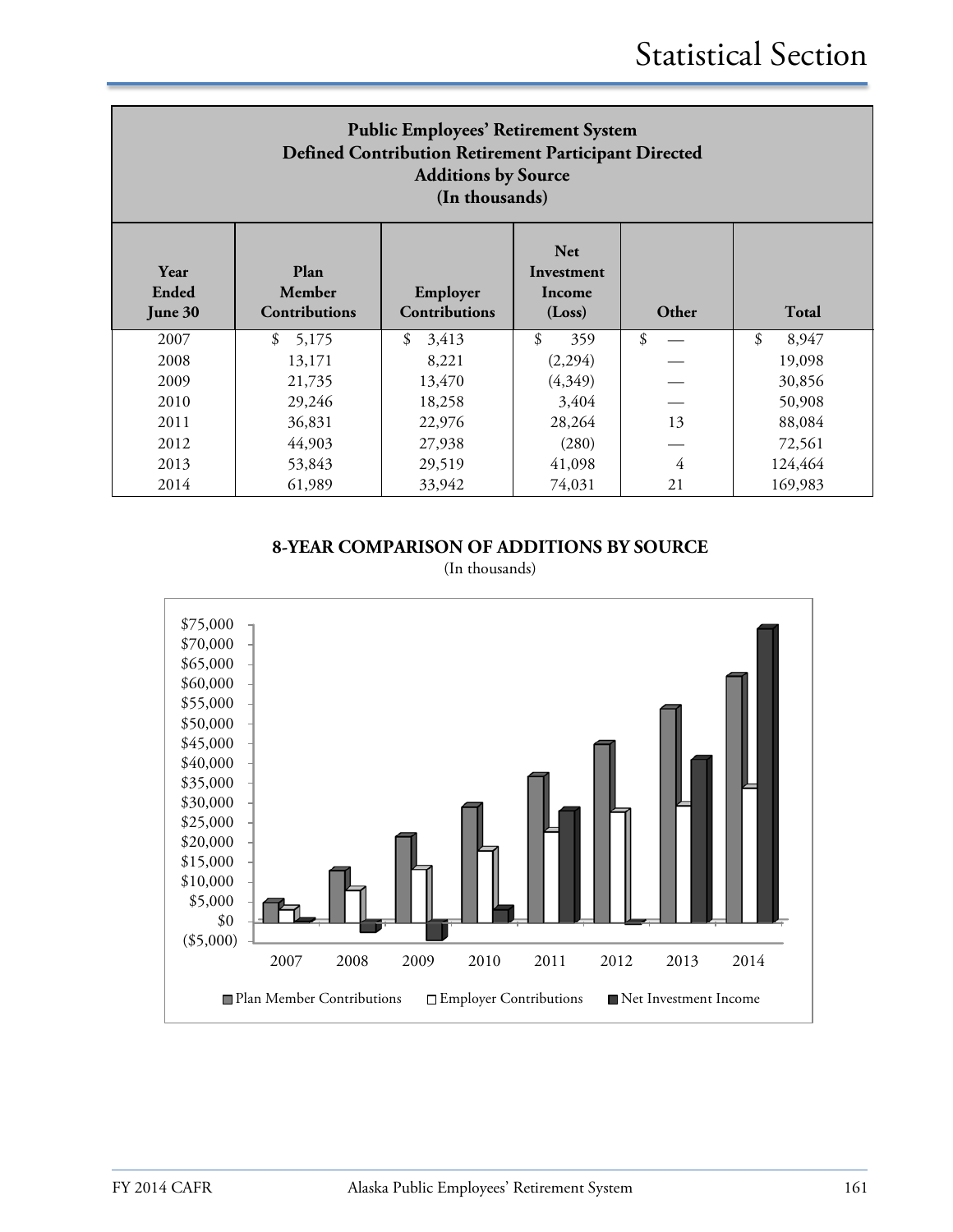# Statistical Section

**Public Employees' Retirement System**
**Defined Contribution Retirement Participant Directed**
**Additions by Source**
**(In thousands)**

| Year Ended June 30 | Plan Member Contributions | Employer Contributions | Net Investment Income (Loss) | Other | Total |
|---|---|---|---|---|---|
| 2007 | $ 5,175 | $ 3,413 | $ 359 | $ — | $ 8,947 |
| 2008 | 13,171 | 8,221 | (2,294) | — | 19,098 |
| 2009 | 21,735 | 13,470 | (4,349) | — | 30,856 |
| 2010 | 29,246 | 18,258 | 3,404 | — | 50,908 |
| 2011 | 36,831 | 22,976 | 28,264 | 13 | 88,084 |
| 2012 | 44,903 | 27,938 | (280) | — | 72,561 |
| 2013 | 53,843 | 29,519 | 41,098 | 4 | 124,464 |
| 2014 | 61,989 | 33,942 | 74,031 | 21 | 169,983 |

**8-YEAR COMPARISON OF ADDITIONS BY SOURCE**
(In thousands)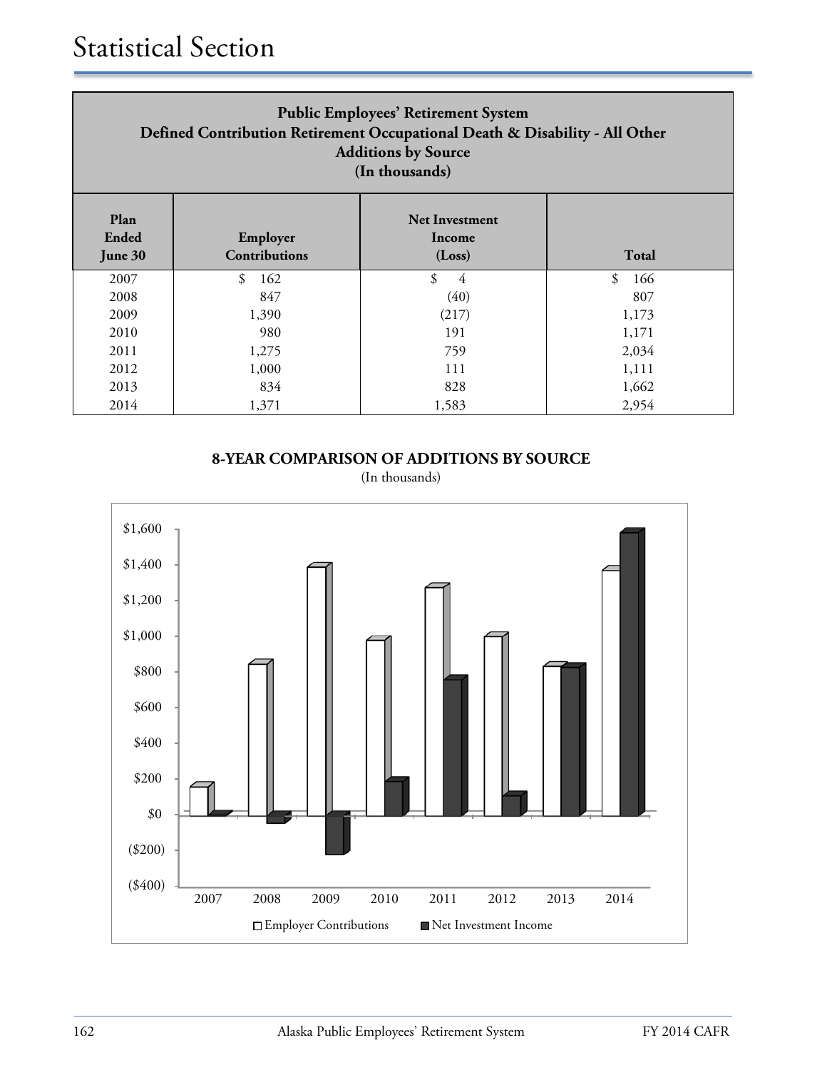# Statistical Section

| Public Employees' Retirement System<br>Defined Contribution Retirement Occupational Death & Disability - All Other<br>Additions by Source<br>(In thousands) | | | |
|---|---|---|---|
| **Plan Ended June 30** | **Employer Contributions** | **Net Investment Income (Loss)** | **Total** |
| 2007 | $ 162 | $ 4 | $ 166 |
| 2008 | 847 | (40) | 807 |
| 2009 | 1,390 | (217) | 1,173 |
| 2010 | 980 | 191 | 1,171 |
| 2011 | 1,275 | 759 | 2,034 |
| 2012 | 1,000 | 111 | 1,111 |
| 2013 | 834 | 828 | 1,662 |
| 2014 | 1,371 | 1,583 | 2,954 |

**8-YEAR COMPARISON OF ADDITIONS BY SOURCE**

(In thousands)

$1,600
$1,400
$1,200
$1,000
$800
$600
$400
$200
$0
($200)
($400)

2007 2008 2009 2010 2011 2012 2013 2014

Employer Contributions Net Investment Income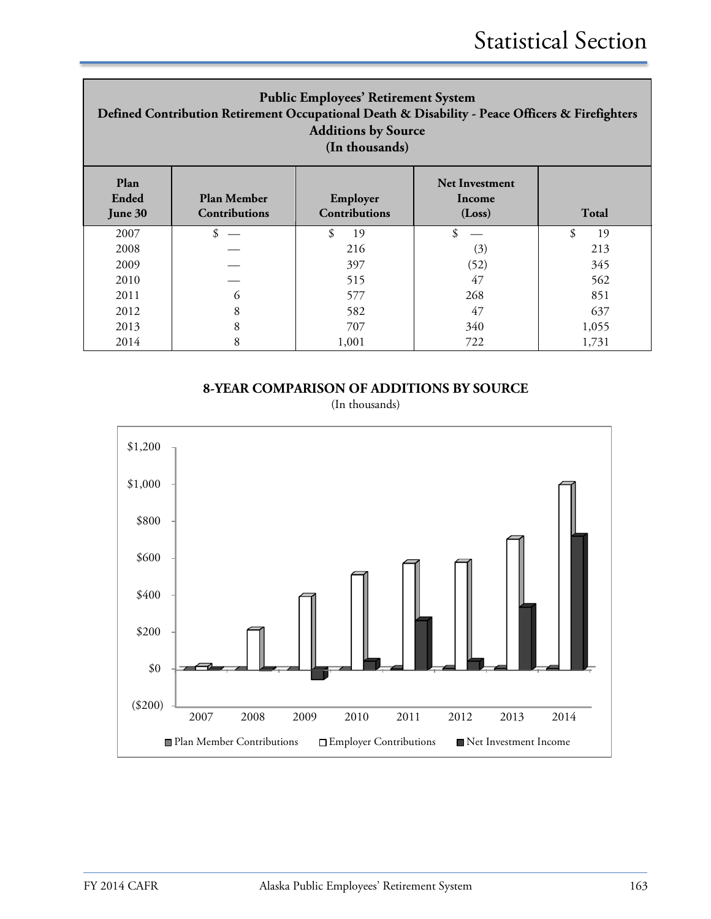## Public Employees' Retirement System
### Defined Contribution Retirement Occupational Death & Disability - Peace Officers & Firefighters
### Additions by Source
### (In thousands)

| Plan Ended June 30 | Plan Member Contributions | Employer Contributions | Net Investment Income (Loss) | Total |
|---|---|---|---|---|
| 2007 | $ — | $ 19 | $ — | $ 19 |
| 2008 | — | 216 | (3) | 213 |
| 2009 | — | 397 | (52) | 345 |
| 2010 | — | 515 | 47 | 562 |
| 2011 | 6 | 577 | 268 | 851 |
| 2012 | 8 | 582 | 47 | 637 |
| 2013 | 8 | 707 | 340 | 1,055 |
| 2014 | 8 | 1,001 | 722 | 1,731 |

**8-YEAR COMPARISON OF ADDITIONS BY SOURCE**

(In thousands)

$1,200
$1,000
$800
$600
$400
$200
$0
($200)

2007 2008 2009 2010 2011 2012 2013 2014

Plan Member Contributions | Employer Contributions | Net Investment Income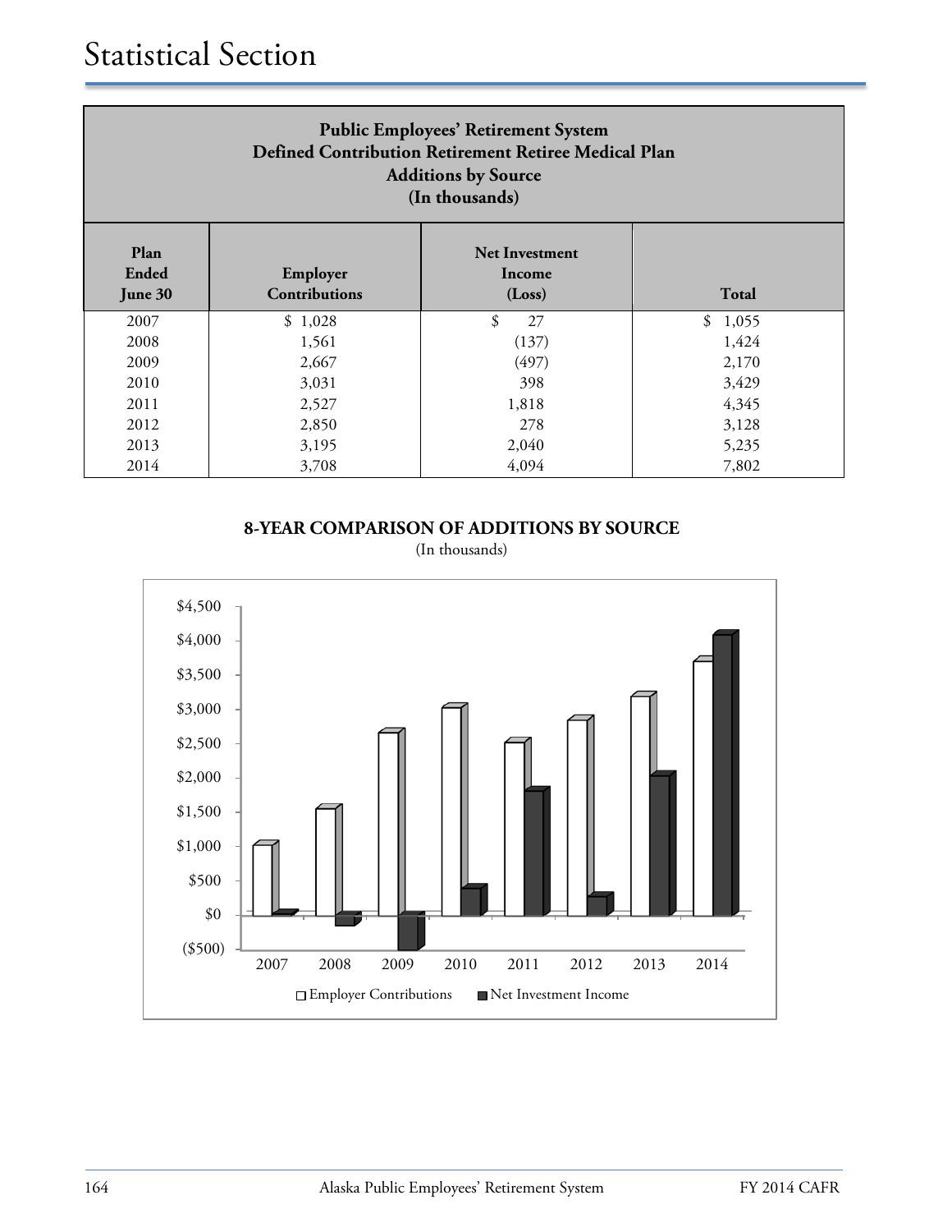# Statistical Section

## Public Employees' Retirement System
## Defined Contribution Retirement Retiree Medical Plan
## Additions by Source
## (In thousands)

| Plan Ended June 30 | Employer Contributions | Net Investment Income (Loss) | Total |
|---|---|---|---|
| 2007 | $ 1,028 | $ 27 | $ 1,055 |
| 2008 | 1,561 | (137) | 1,424 |
| 2009 | 2,667 | (497) | 2,170 |
| 2010 | 3,031 | 398 | 3,429 |
| 2011 | 2,527 | 1,818 | 4,345 |
| 2012 | 2,850 | 278 | 3,128 |
| 2013 | 3,195 | 2,040 | 5,235 |
| 2014 | 3,708 | 4,094 | 7,802 |

**8-YEAR COMPARISON OF ADDITIONS BY SOURCE**

(In thousands)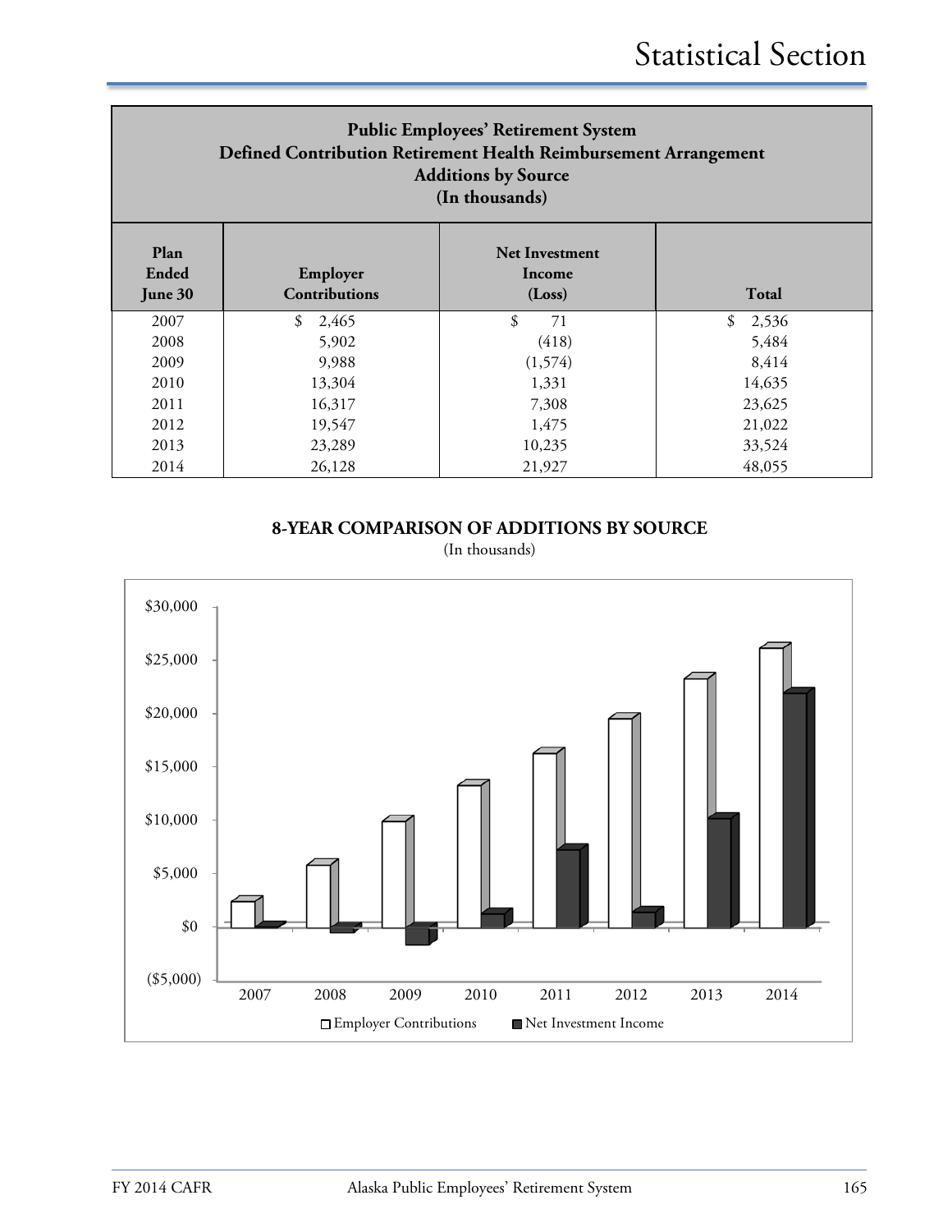## Public Employees' Retirement System
## Defined Contribution Retirement Health Reimbursement Arrangement
## Additions by Source
## (In thousands)

| Plan Ended June 30 | Employer Contributions | Net Investment Income (Loss) | Total |
|---|---|---|---|
| 2007 | $ 2,465 | $ 71 | $ 2,536 |
| 2008 | 5,902 | (418) | 5,484 |
| 2009 | 9,988 | (1,574) | 8,414 |
| 2010 | 13,304 | 1,331 | 14,635 |
| 2011 | 16,317 | 7,308 | 23,625 |
| 2012 | 19,547 | 1,475 | 21,022 |
| 2013 | 23,289 | 10,235 | 33,524 |
| 2014 | 26,128 | 21,927 | 48,055 |

**8-YEAR COMPARISON OF ADDITIONS BY SOURCE**

(In thousands)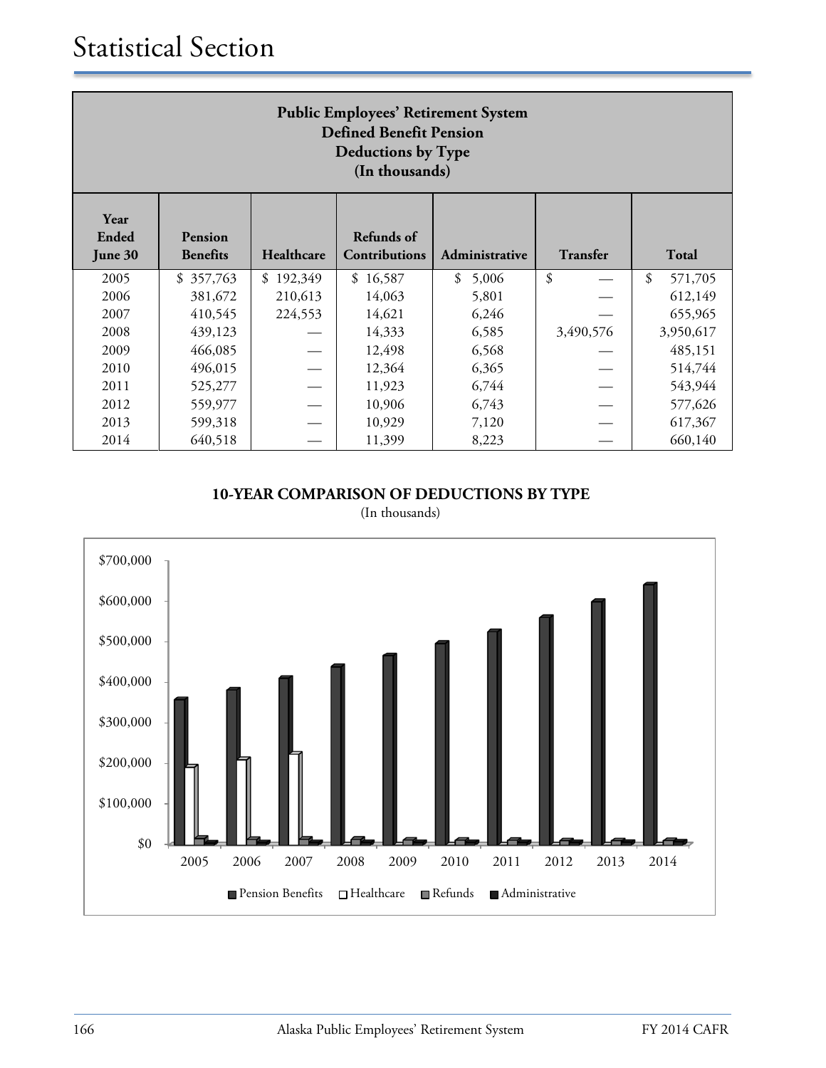# Statistical Section

| Public Employees' Retirement System Defined Benefit Pension Deductions by Type (In thousands) | | | | | | |
|---|---|---|---|---|---|---|
| Year Ended June 30 | Pension Benefits | Healthcare | Refunds of Contributions | Administrative | Transfer | Total |
| 2005 | $ 357,763 | $ 192,349 | $ 16,587 | $ 5,006 | $ — | $ 571,705 |
| 2006 | 381,672 | 210,613 | 14,063 | 5,801 | — | 612,149 |
| 2007 | 410,545 | 224,553 | 14,621 | 6,246 | — | 655,965 |
| 2008 | 439,123 | — | 14,333 | 6,585 | 3,490,576 | 3,950,617 |
| 2009 | 466,085 | — | 12,498 | 6,568 | — | 485,151 |
| 2010 | 496,015 | — | 12,364 | 6,365 | — | 514,744 |
| 2011 | 525,277 | — | 11,923 | 6,744 | — | 543,944 |
| 2012 | 559,977 | — | 10,906 | 6,743 | — | 577,626 |
| 2013 | 599,318 | — | 10,929 | 7,120 | — | 617,367 |
| 2014 | 640,518 | — | 11,399 | 8,223 | — | 660,140 |

**10-YEAR COMPARISON OF DEDUCTIONS BY TYPE**

(In thousands)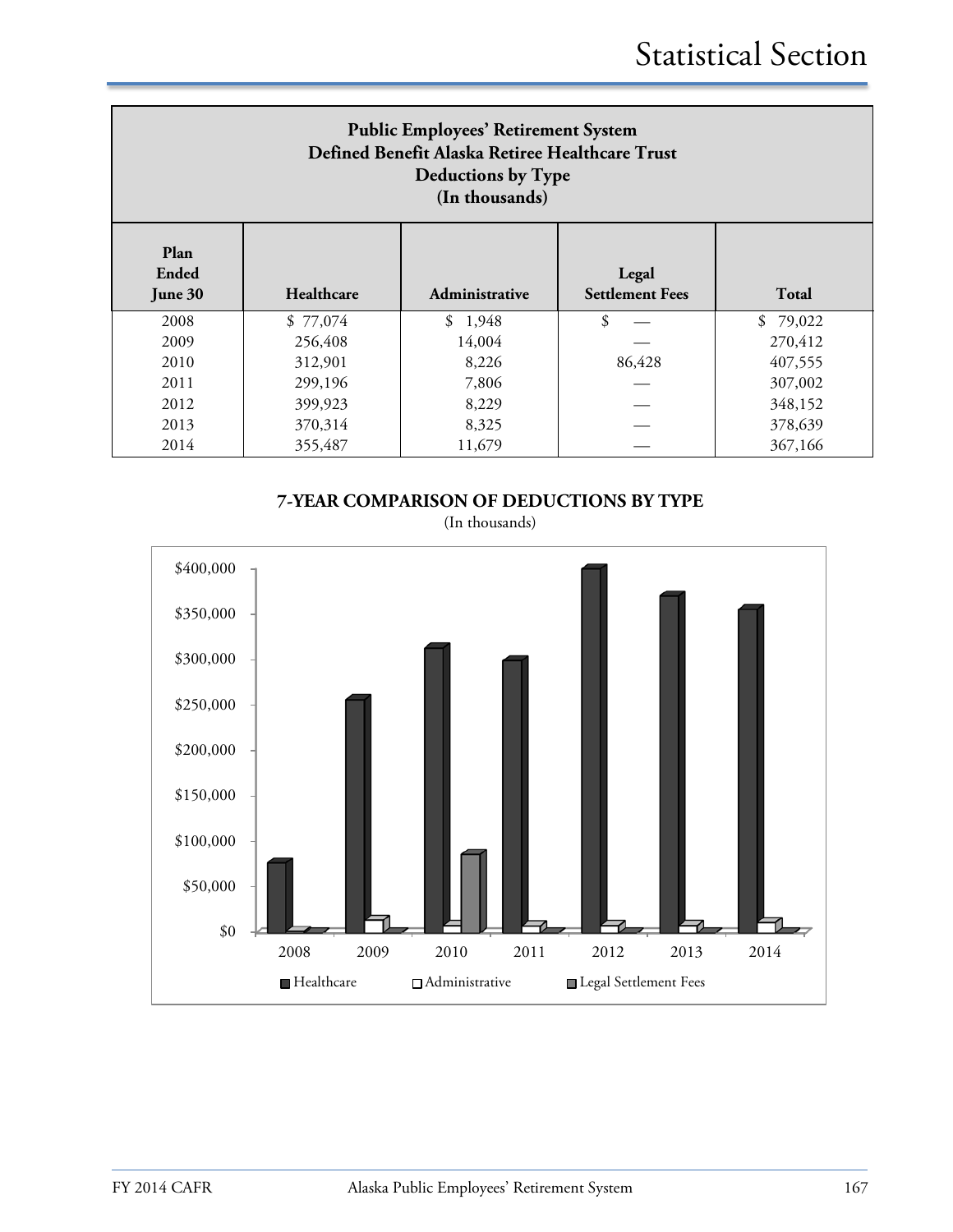| Public Employees' Retirement System Defined Benefit Alaska Retiree Healthcare Trust Deductions by Type (In thousands) | | | | |
|---|---|---|---|---|
| **Plan Ended June 30** | **Healthcare** | **Administrative** | **Legal Settlement Fees** | **Total** |
| 2008 | $ 77,074 | $ 1,948 | $ — | $ 79,022 |
| 2009 | 256,408 | 14,004 | — | 270,412 |
| 2010 | 312,901 | 8,226 | 86,428 | 407,555 |
| 2011 | 299,196 | 7,806 | — | 307,002 |
| 2012 | 399,923 | 8,229 | — | 348,152 |
| 2013 | 370,314 | 8,325 | — | 378,639 |
| 2014 | 355,487 | 11,679 | — | 367,166 |

**7-YEAR COMPARISON OF DEDUCTIONS BY TYPE**

(In thousands)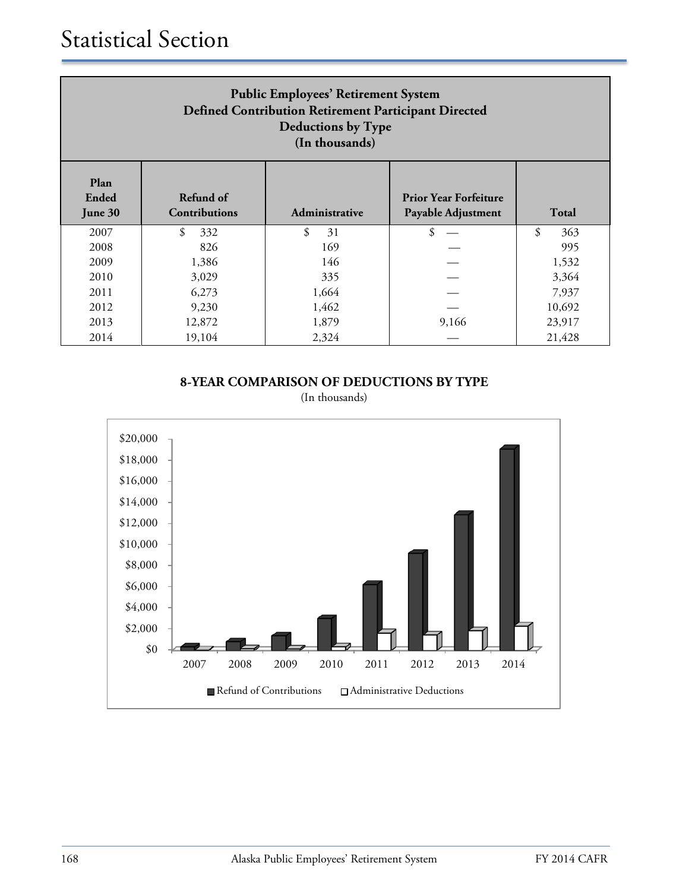# Statistical Section

**Public Employees' Retirement System**
**Defined Contribution Retirement Participant Directed**
**Deductions by Type**
**(In thousands)**

| Plan Ended June 30 | Refund of Contributions | Administrative | Prior Year Forfeiture Payable Adjustment | Total |
|---|---|---|---|---|
| 2007 | $ 332 | $ 31 | $ — | $ 363 |
| 2008 | 826 | 169 | — | 995 |
| 2009 | 1,386 | 146 | — | 1,532 |
| 2010 | 3,029 | 335 | — | 3,364 |
| 2011 | 6,273 | 1,664 | — | 7,937 |
| 2012 | 9,230 | 1,462 | — | 10,692 |
| 2013 | 12,872 | 1,879 | 9,166 | 23,917 |
| 2014 | 19,104 | 2,324 | — | 21,428 |

**8-YEAR COMPARISON OF DEDUCTIONS BY TYPE**

(In thousands)

■ Refund of Contributions □ Administrative Deductions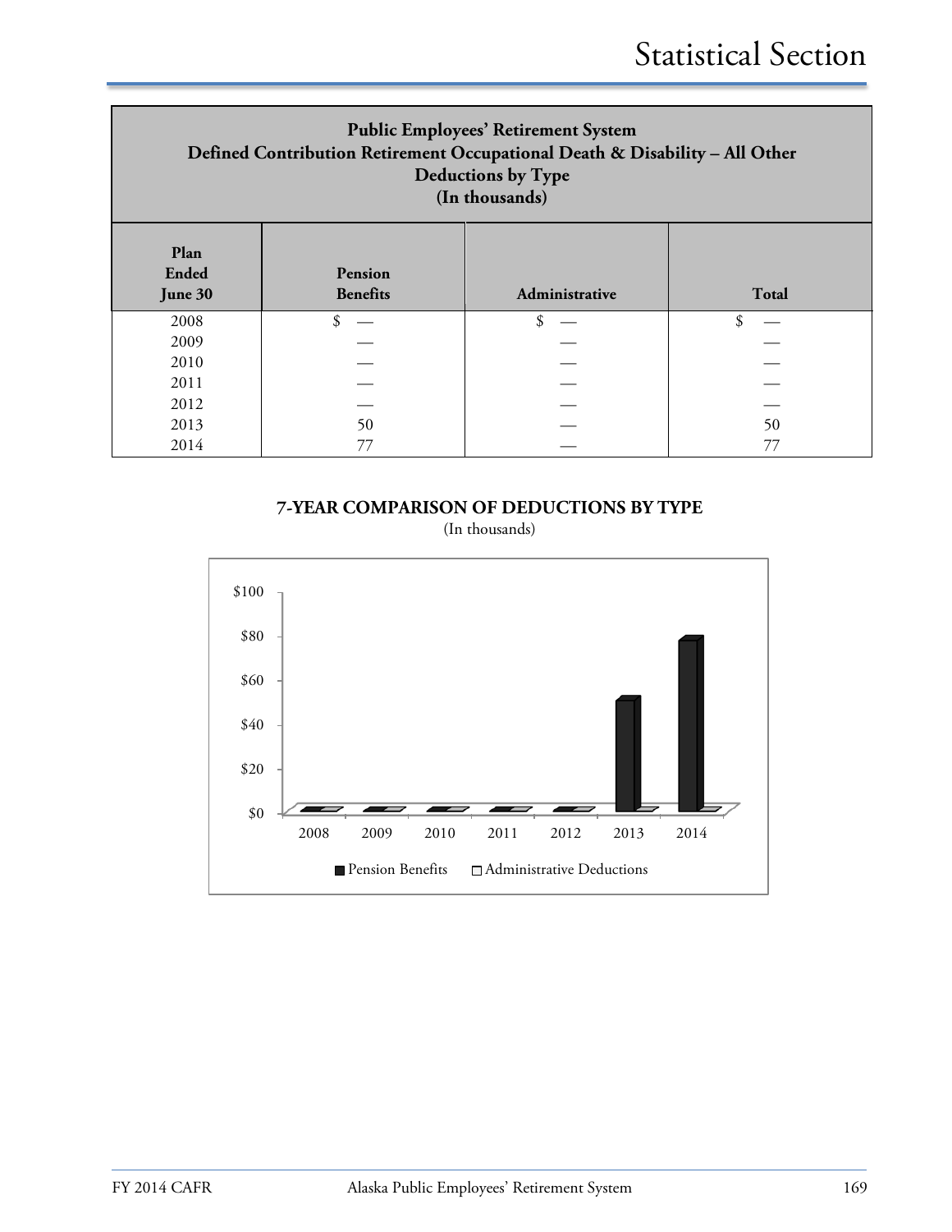# Public Employees' Retirement System
## Defined Contribution Retirement Occupational Death & Disability – All Other
## Deductions by Type
## (In thousands)

| Plan Ended June 30 | Pension Benefits | Administrative | Total |
|---|---|---|---|
| 2008 | $ — | $ — | $ — |
| 2009 | — | — | — |
| 2010 | — | — | — |
| 2011 | — | — | — |
| 2012 | — | — | — |
| 2013 | 50 | — | 50 |
| 2014 | 77 | — | 77 |

**7-YEAR COMPARISON OF DEDUCTIONS BY TYPE**

(In thousands)

| Year | Pension Benefits | Administrative Deductions |
|---|---|---|
| 2008 | $0 | $0 |
| 2009 | $0 | $0 |
| 2010 | $0 | $0 |
| 2011 | $0 | $0 |
| 2012 | $0 | $0 |
| 2013 | $50 | $0 |
| 2014 | $77 | $0 |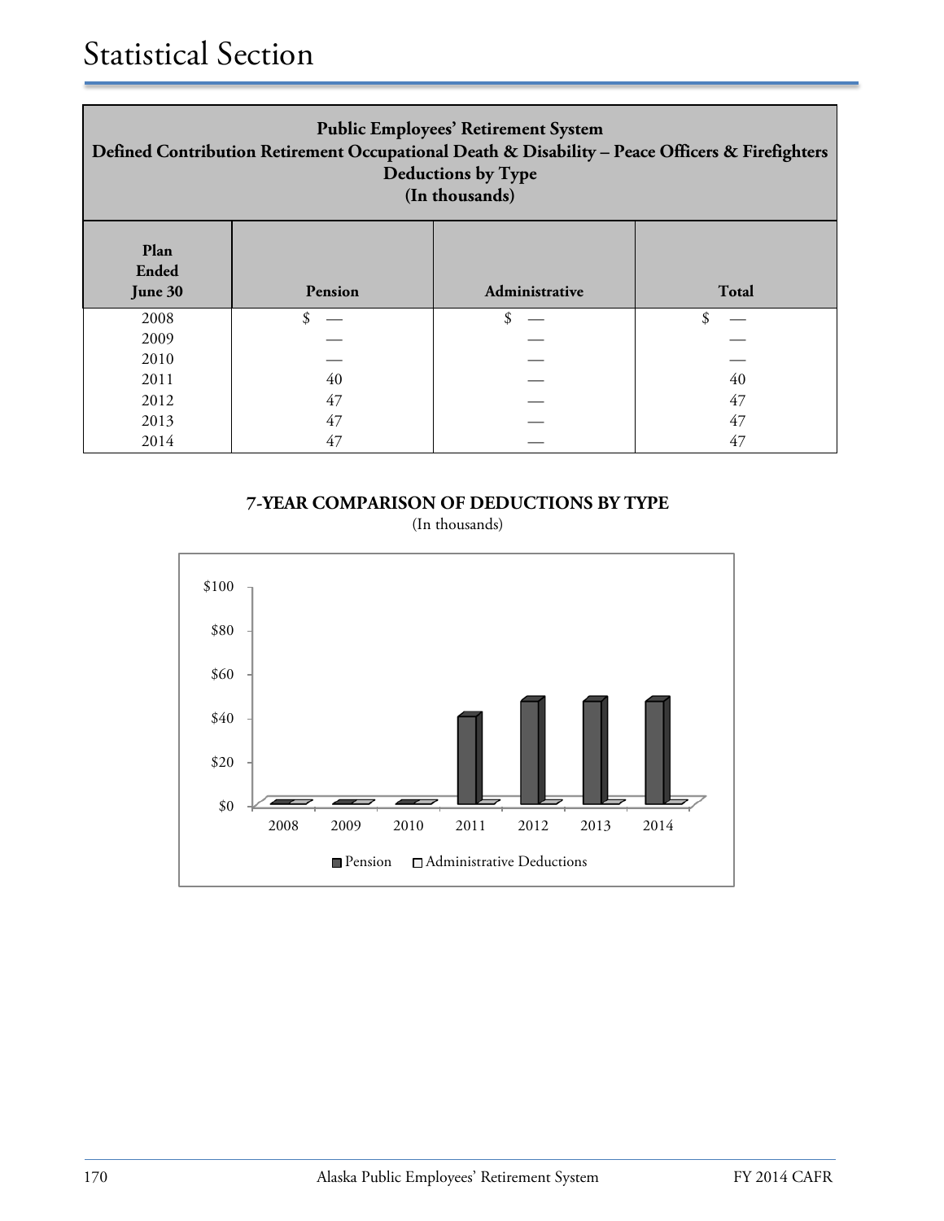# Statistical Section

| Public Employees' Retirement System<br>Defined Contribution Retirement Occupational Death & Disability – Peace Officers & Firefighters<br>Deductions by Type<br>(In thousands) | | | |
|---|---|---|---|
| **Plan Ended June 30** | **Pension** | **Administrative** | **Total** |
| 2008 | $ — | $ — | $ — |
| 2009 | — | — | — |
| 2010 | — | — | — |
| 2011 | 40 | — | 40 |
| 2012 | 47 | — | 47 |
| 2013 | 47 | — | 47 |
| 2014 | 47 | — | 47 |

**7-YEAR COMPARISON OF DEDUCTIONS BY TYPE**

(In thousands)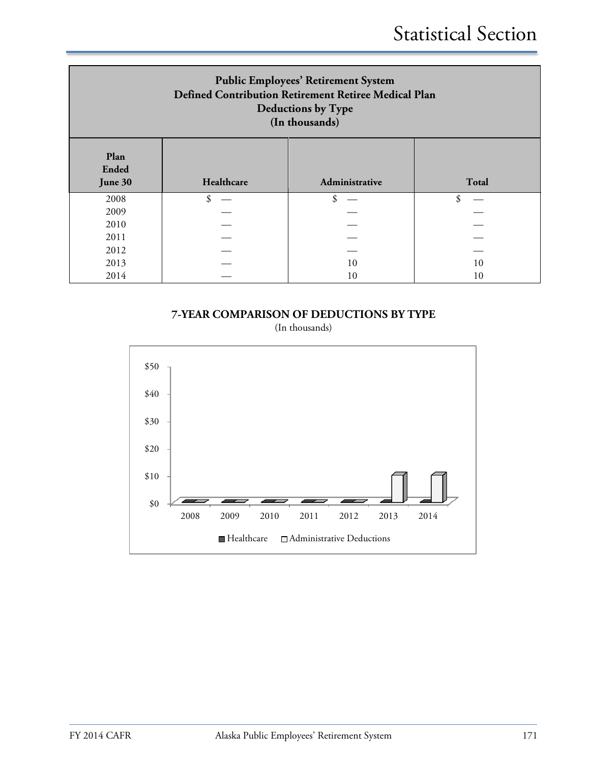## Public Employees' Retirement System
## Defined Contribution Retirement Retiree Medical Plan
## Deductions by Type
## (In thousands)

| Plan Ended June 30 | Healthcare | Administrative | Total |
|---|---|---|---|
| 2008 | $ — | $ — | $ — |
| 2009 | — | — | — |
| 2010 | — | — | — |
| 2011 | — | — | — |
| 2012 | — | — | — |
| 2013 | — | 10 | 10 |
| 2014 | — | 10 | 10 |

### 7-YEAR COMPARISON OF DEDUCTIONS BY TYPE

(In thousands)

$50
$40
$30
$20
$10
$0

2008 2009 2010 2011 2012 2013 2014

■ Healthcare □ Administrative Deductions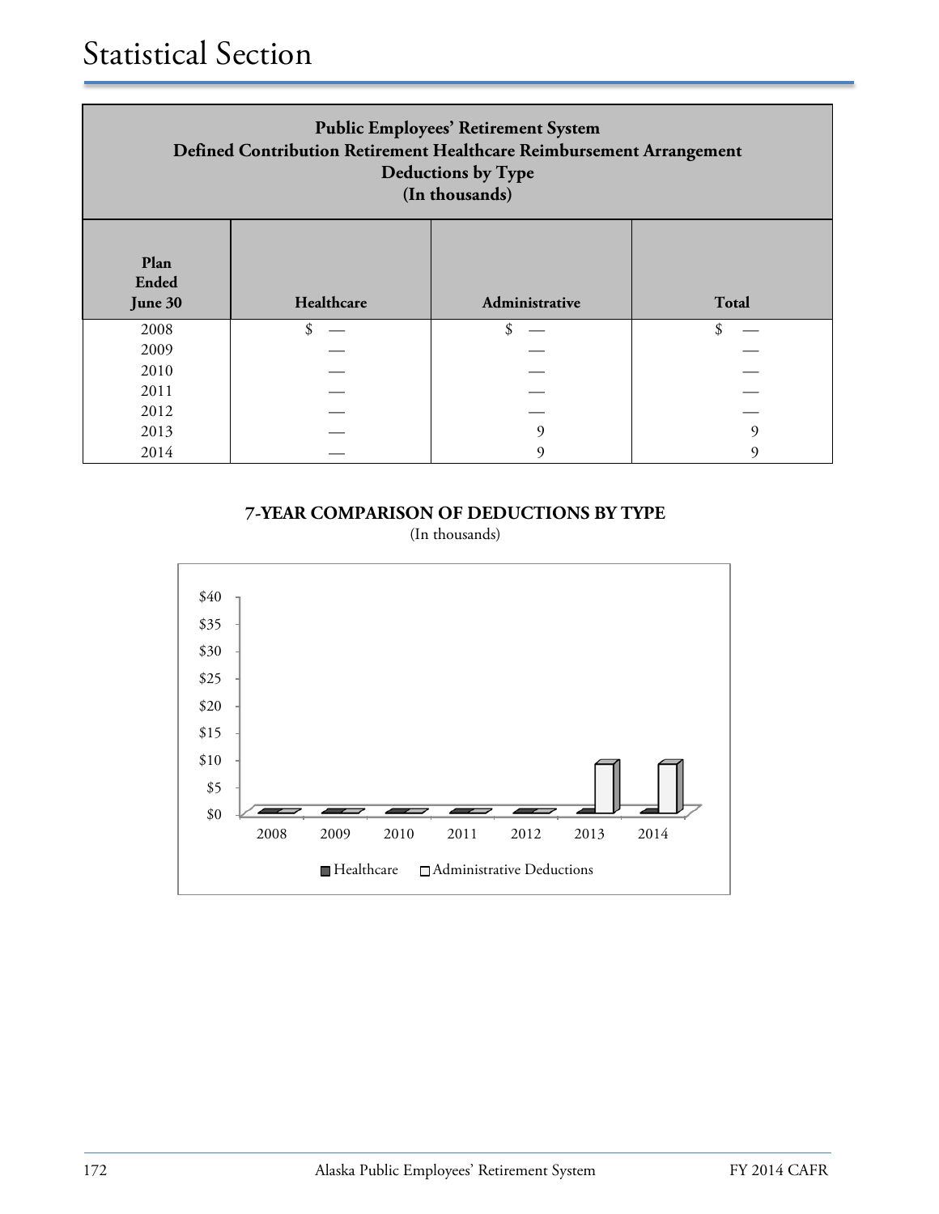# Statistical Section

| **Public Employees' Retirement System Defined Contribution Retirement Healthcare Reimbursement Arrangement Deductions by Type (In thousands)** | | | |
|---|---|---|---|
| **Plan Ended June 30** | **Healthcare** | **Administrative** | **Total** |
| 2008 | $ — | $ — | $ — |
| 2009 | — | — | — |
| 2010 | — | — | — |
| 2011 | — | — | — |
| 2012 | — | — | — |
| 2013 | — | 9 | 9 |
| 2014 | — | 9 | 9 |

**7-YEAR COMPARISON OF DEDUCTIONS BY TYPE**

(In thousands)

$40
$35
$30
$25
$20
$15
$10
$5
$0

2008 2009 2010 2011 2012 2013 2014

Healthcare Administrative Deductions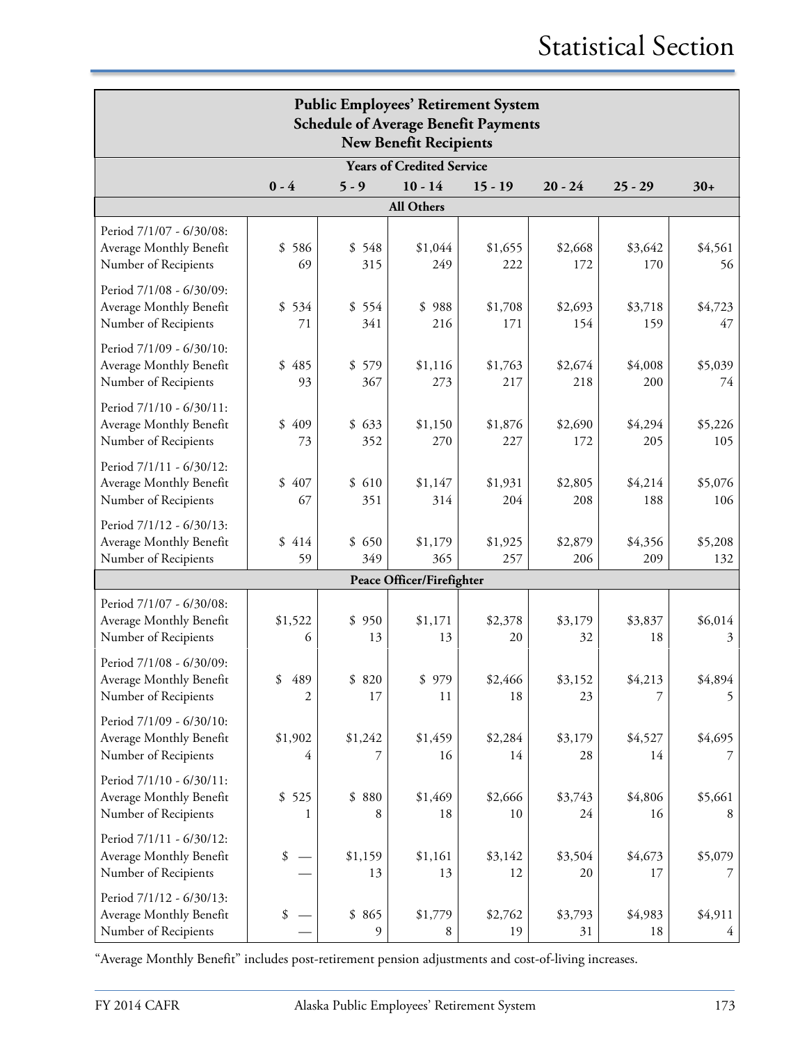# Statistical Section

| Public Employees' Retirement System<br>Schedule of Average Benefit Payments<br>New Benefit Recipients | | | | | | | |
|---|---|---|---|---|---|---|---|
| | Years of Credited Service | | | | | | |
| | 0 - 4 | 5 - 9 | 10 - 14 | 15 - 19 | 20 - 24 | 25 - 29 | 30+ |
| **All Others** | | | | | | | |
| Period 7/1/07 - 6/30/08: | | | | | | | |
| Average Monthly Benefit | $ 586 | $ 548 | $1,044 | $1,655 | $2,668 | $3,642 | $4,561 |
| Number of Recipients | 69 | 315 | 249 | 222 | 172 | 170 | 56 |
| Period 7/1/08 - 6/30/09: | | | | | | | |
| Average Monthly Benefit | $ 534 | $ 554 | $ 988 | $1,708 | $2,693 | $3,718 | $4,723 |
| Number of Recipients | 71 | 341 | 216 | 171 | 154 | 159 | 47 |
| Period 7/1/09 - 6/30/10: | | | | | | | |
| Average Monthly Benefit | $ 485 | $ 579 | $1,116 | $1,763 | $2,674 | $4,008 | $5,039 |
| Number of Recipients | 93 | 367 | 273 | 217 | 218 | 200 | 74 |
| Period 7/1/10 - 6/30/11: | | | | | | | |
| Average Monthly Benefit | $ 409 | $ 633 | $1,150 | $1,876 | $2,690 | $4,294 | $5,226 |
| Number of Recipients | 73 | 352 | 270 | 227 | 172 | 205 | 105 |
| Period 7/1/11 - 6/30/12: | | | | | | | |
| Average Monthly Benefit | $ 407 | $ 610 | $1,147 | $1,931 | $2,805 | $4,214 | $5,076 |
| Number of Recipients | 67 | 351 | 314 | 204 | 208 | 188 | 106 |
| Period 7/1/12 - 6/30/13: | | | | | | | |
| Average Monthly Benefit | $ 414 | $ 650 | $1,179 | $1,925 | $2,879 | $4,356 | $5,208 |
| Number of Recipients | 59 | 349 | 365 | 257 | 206 | 209 | 132 |
| **Peace Officer/Firefighter** | | | | | | | |
| Period 7/1/07 - 6/30/08: | | | | | | | |
| Average Monthly Benefit | $1,522 | $ 950 | $1,171 | $2,378 | $3,179 | $3,837 | $6,014 |
| Number of Recipients | 6 | 13 | 13 | 20 | 32 | 18 | 3 |
| Period 7/1/08 - 6/30/09: | | | | | | | |
| Average Monthly Benefit | $ 489 | $ 820 | $ 979 | $2,466 | $3,152 | $4,213 | $4,894 |
| Number of Recipients | 2 | 17 | 11 | 18 | 23 | 7 | 5 |
| Period 7/1/09 - 6/30/10: | | | | | | | |
| Average Monthly Benefit | $1,902 | $1,242 | $1,459 | $2,284 | $3,179 | $4,527 | $4,695 |
| Number of Recipients | 4 | 7 | 16 | 14 | 28 | 14 | 7 |
| Period 7/1/10 - 6/30/11: | | | | | | | |
| Average Monthly Benefit | $ 525 | $ 880 | $1,469 | $2,666 | $3,743 | $4,806 | $5,661 |
| Number of Recipients | 1 | 8 | 18 | 10 | 24 | 16 | 8 |
| Period 7/1/11 - 6/30/12: | | | | | | | |
| Average Monthly Benefit | $ — | $1,159 | $1,161 | $3,142 | $3,504 | $4,673 | $5,079 |
| Number of Recipients | — | 13 | 13 | 12 | 20 | 17 | 7 |
| Period 7/1/12 - 6/30/13: | | | | | | | |
| Average Monthly Benefit | $ — | $ 865 | $1,779 | $2,762 | $3,793 | $4,983 | $4,911 |
| Number of Recipients | — | 9 | 8 | 19 | 31 | 18 | 4 |

"Average Monthly Benefit" includes post-retirement pension adjustments and cost-of-living increases.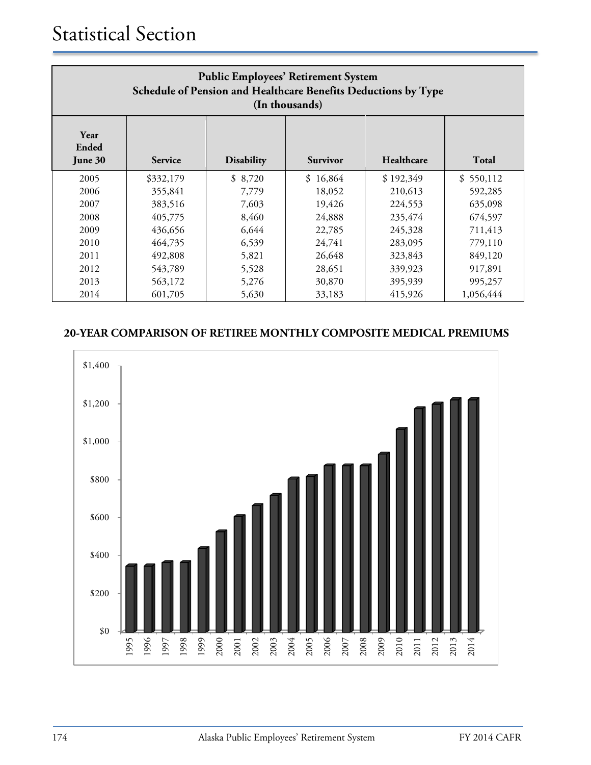# Statistical Section

| Public Employees' Retirement System<br>Schedule of Pension and Healthcare Benefits Deductions by Type<br>(In thousands) | | | | | |
|---|---|---|---|---|---|
| Year Ended June 30 | Service | Disability | Survivor | Healthcare | Total |
| 2005 | $332,179 | $ 8,720 | $ 16,864 | $ 192,349 | $ 550,112 |
| 2006 | 355,841 | 7,779 | 18,052 | 210,613 | 592,285 |
| 2007 | 383,516 | 7,603 | 19,426 | 224,553 | 635,098 |
| 2008 | 405,775 | 8,460 | 24,888 | 235,474 | 674,597 |
| 2009 | 436,656 | 6,644 | 22,785 | 245,328 | 711,413 |
| 2010 | 464,735 | 6,539 | 24,741 | 283,095 | 779,110 |
| 2011 | 492,808 | 5,821 | 26,648 | 323,843 | 849,120 |
| 2012 | 543,789 | 5,528 | 28,651 | 339,923 | 917,891 |
| 2013 | 563,172 | 5,276 | 30,870 | 395,939 | 995,257 |
| 2014 | 601,705 | 5,630 | 33,183 | 415,926 | 1,056,444 |

**20-YEAR COMPARISON OF RETIREE MONTHLY COMPOSITE MEDICAL PREMIUMS**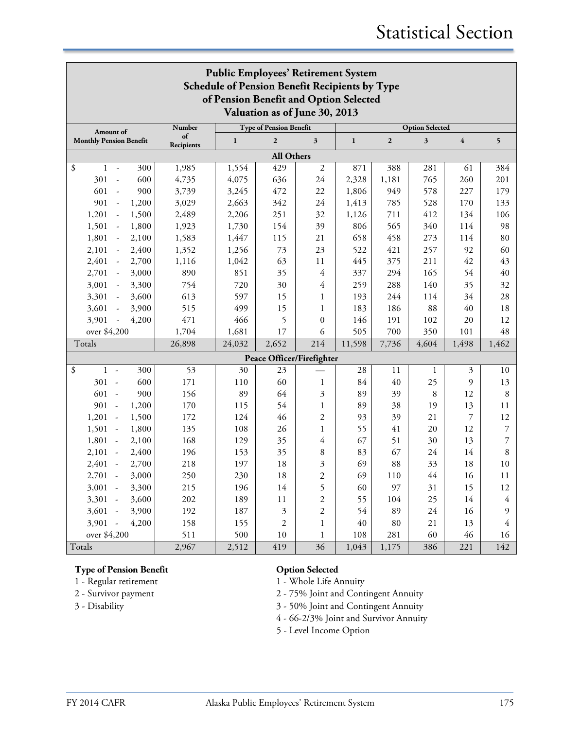# Statistical Section

## Public Employees' Retirement System
## Schedule of Pension Benefit Recipients by Type of Pension Benefit and Option Selected
## Valuation as of June 30, 2013

| Amount of Monthly Pension Benefit | Number of Recipients | Type of Pension Benefit | | | Option Selected | | | | |
|---|---|---|---|---|---|---|---|---|---|
| | | 1 | 2 | 3 | 1 | 2 | 3 | 4 | 5 |
| **All Others** | | | | | | | | | |
| $ 1 - 300 | 1,985 | 1,554 | 429 | 2 | 871 | 388 | 281 | 61 | 384 |
| 301 - 600 | 4,735 | 4,075 | 636 | 24 | 2,328 | 1,181 | 765 | 260 | 201 |
| 601 - 900 | 3,739 | 3,245 | 472 | 22 | 1,806 | 949 | 578 | 227 | 179 |
| 901 - 1,200 | 3,029 | 2,663 | 342 | 24 | 1,413 | 785 | 528 | 170 | 133 |
| 1,201 - 1,500 | 2,489 | 2,206 | 251 | 32 | 1,126 | 711 | 412 | 134 | 106 |
| 1,501 - 1,800 | 1,923 | 1,730 | 154 | 39 | 806 | 565 | 340 | 114 | 98 |
| 1,801 - 2,100 | 1,583 | 1,447 | 115 | 21 | 658 | 458 | 273 | 114 | 80 |
| 2,101 - 2,400 | 1,352 | 1,256 | 73 | 23 | 522 | 421 | 257 | 92 | 60 |
| 2,401 - 2,700 | 1,116 | 1,042 | 63 | 11 | 445 | 375 | 211 | 42 | 43 |
| 2,701 - 3,000 | 890 | 851 | 35 | 4 | 337 | 294 | 165 | 54 | 40 |
| 3,001 - 3,300 | 754 | 720 | 30 | 4 | 259 | 288 | 140 | 35 | 32 |
| 3,301 - 3,600 | 613 | 597 | 15 | 1 | 193 | 244 | 114 | 34 | 28 |
| 3,601 - 3,900 | 515 | 499 | 15 | 1 | 183 | 186 | 88 | 40 | 18 |
| 3,901 - 4,200 | 471 | 466 | 5 | 0 | 146 | 191 | 102 | 20 | 12 |
| over $4,200 | 1,704 | 1,681 | 17 | 6 | 505 | 700 | 350 | 101 | 48 |
| Totals | 26,898 | 24,032 | 2,652 | 214 | 11,598 | 7,736 | 4,604 | 1,498 | 1,462 |
| **Peace Officer/Firefighter** | | | | | | | | | |
| $ 1 - 300 | 53 | 30 | 23 | — | 28 | 11 | 1 | 3 | 10 |
| 301 - 600 | 171 | 110 | 60 | 1 | 84 | 40 | 25 | 9 | 13 |
| 601 - 900 | 156 | 89 | 64 | 3 | 89 | 39 | 8 | 12 | 8 |
| 901 - 1,200 | 170 | 115 | 54 | 1 | 89 | 38 | 19 | 13 | 11 |
| 1,201 - 1,500 | 172 | 124 | 46 | 2 | 93 | 39 | 21 | 7 | 12 |
| 1,501 - 1,800 | 135 | 108 | 26 | 1 | 55 | 41 | 20 | 12 | 7 |
| 1,801 - 2,100 | 168 | 129 | 35 | 4 | 67 | 51 | 30 | 13 | 7 |
| 2,101 - 2,400 | 196 | 153 | 35 | 8 | 83 | 67 | 24 | 14 | 8 |
| 2,401 - 2,700 | 218 | 197 | 18 | 3 | 69 | 88 | 33 | 18 | 10 |
| 2,701 - 3,000 | 250 | 230 | 18 | 2 | 69 | 110 | 44 | 16 | 11 |
| 3,001 - 3,300 | 215 | 196 | 14 | 5 | 60 | 97 | 31 | 15 | 12 |
| 3,301 - 3,600 | 202 | 189 | 11 | 2 | 55 | 104 | 25 | 14 | 4 |
| 3,601 - 3,900 | 192 | 187 | 3 | 2 | 54 | 89 | 24 | 16 | 9 |
| 3,901 - 4,200 | 158 | 155 | 2 | 1 | 40 | 80 | 21 | 13 | 4 |
| over $4,200 | 511 | 500 | 10 | 1 | 108 | 281 | 60 | 46 | 16 |
| Totals | 2,967 | 2,512 | 419 | 36 | 1,043 | 1,175 | 386 | 221 | 142 |

**Type of Pension Benefit**

1 - Regular retirement
2 - Survivor payment
3 - Disability

**Option Selected**

1 - Whole Life Annuity
2 - 75% Joint and Contingent Annuity
3 - 50% Joint and Contingent Annuity
4 - 66-2/3% Joint and Survivor Annuity
5 - Level Income Option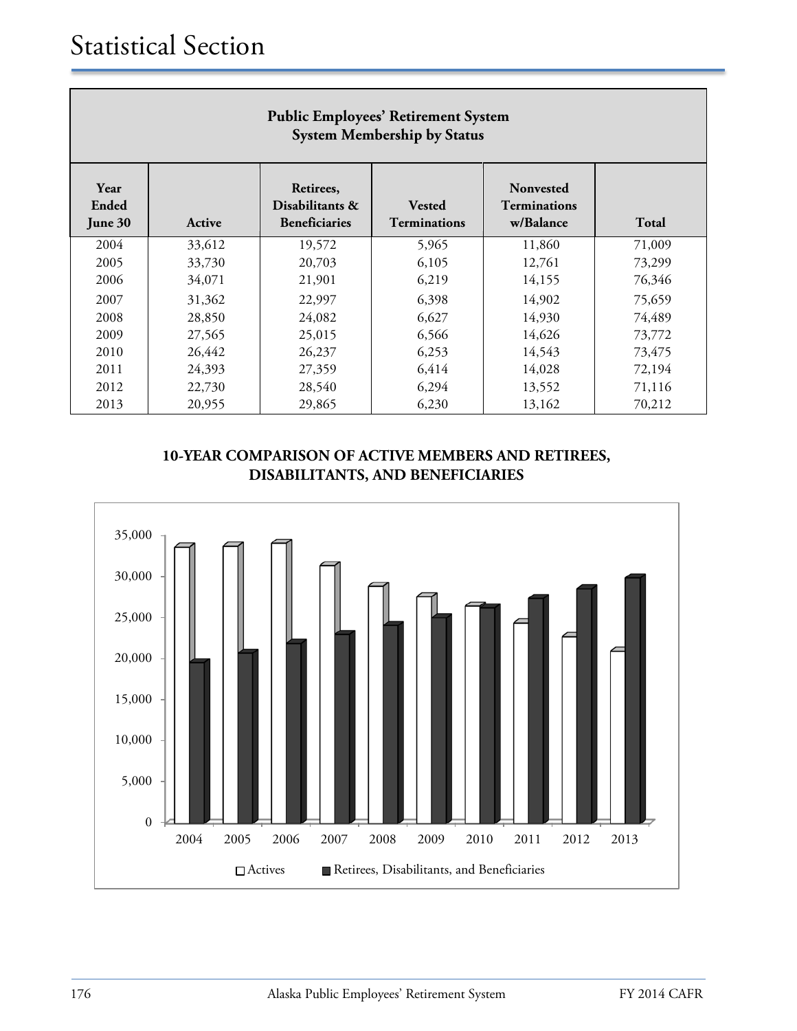# Statistical Section

| Public Employees' Retirement System System Membership by Status | | | | | |
|---|---|---|---|---|---|
| Year Ended June 30 | Active | Retirees, Disabilitants & Beneficiaries | Vested Terminations | Nonvested Terminations w/Balance | Total |
| 2004 | 33,612 | 19,572 | 5,965 | 11,860 | 71,009 |
| 2005 | 33,730 | 20,703 | 6,105 | 12,761 | 73,299 |
| 2006 | 34,071 | 21,901 | 6,219 | 14,155 | 76,346 |
| 2007 | 31,362 | 22,997 | 6,398 | 14,902 | 75,659 |
| 2008 | 28,850 | 24,082 | 6,627 | 14,930 | 74,489 |
| 2009 | 27,565 | 25,015 | 6,566 | 14,626 | 73,772 |
| 2010 | 26,442 | 26,237 | 6,253 | 14,543 | 73,475 |
| 2011 | 24,393 | 27,359 | 6,414 | 14,028 | 72,194 |
| 2012 | 22,730 | 28,540 | 6,294 | 13,552 | 71,116 |
| 2013 | 20,955 | 29,865 | 6,230 | 13,162 | 70,212 |

**10-YEAR COMPARISON OF ACTIVE MEMBERS AND RETIREES, DISABILITANTS, AND BENEFICIARIES**

| Year | Actives | Retirees, Disabilitants, and Beneficiaries |
|---|---|---|
| 2004 | 33,612 | 19,572 |
| 2005 | 33,730 | 20,703 |
| 2006 | 34,071 | 21,901 |
| 2007 | 31,362 | 22,997 |
| 2008 | 28,850 | 24,082 |
| 2009 | 27,565 | 25,015 |
| 2010 | 26,442 | 26,237 |
| 2011 | 24,393 | 27,359 |
| 2012 | 22,730 | 28,540 |
| 2013 | 20,955 | 29,865 |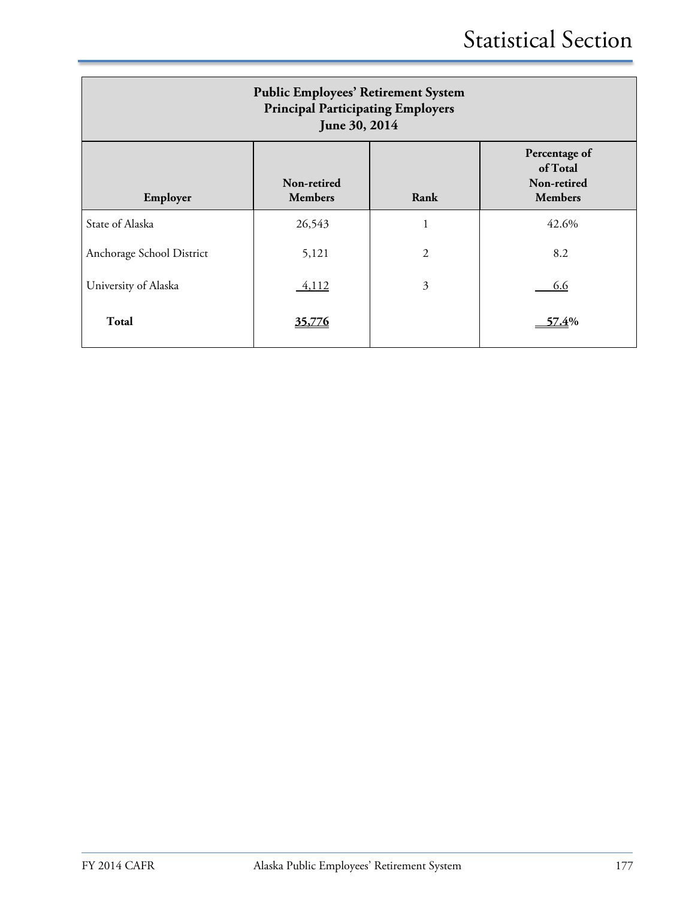| Public Employees' Retirement System<br>Principal Participating Employers<br>June 30, 2014 | | | |
|---|---|---|---|
| **Employer** | **Non-retired Members** | **Rank** | **Percentage of of Total Non-retired Members** |
| State of Alaska | 26,543 | 1 | 42.6% |
| Anchorage School District | 5,121 | 2 | 8.2 |
| University of Alaska | 4,112 | 3 | 6.6 |
| **Total** | **35,776** | | **57.4%** |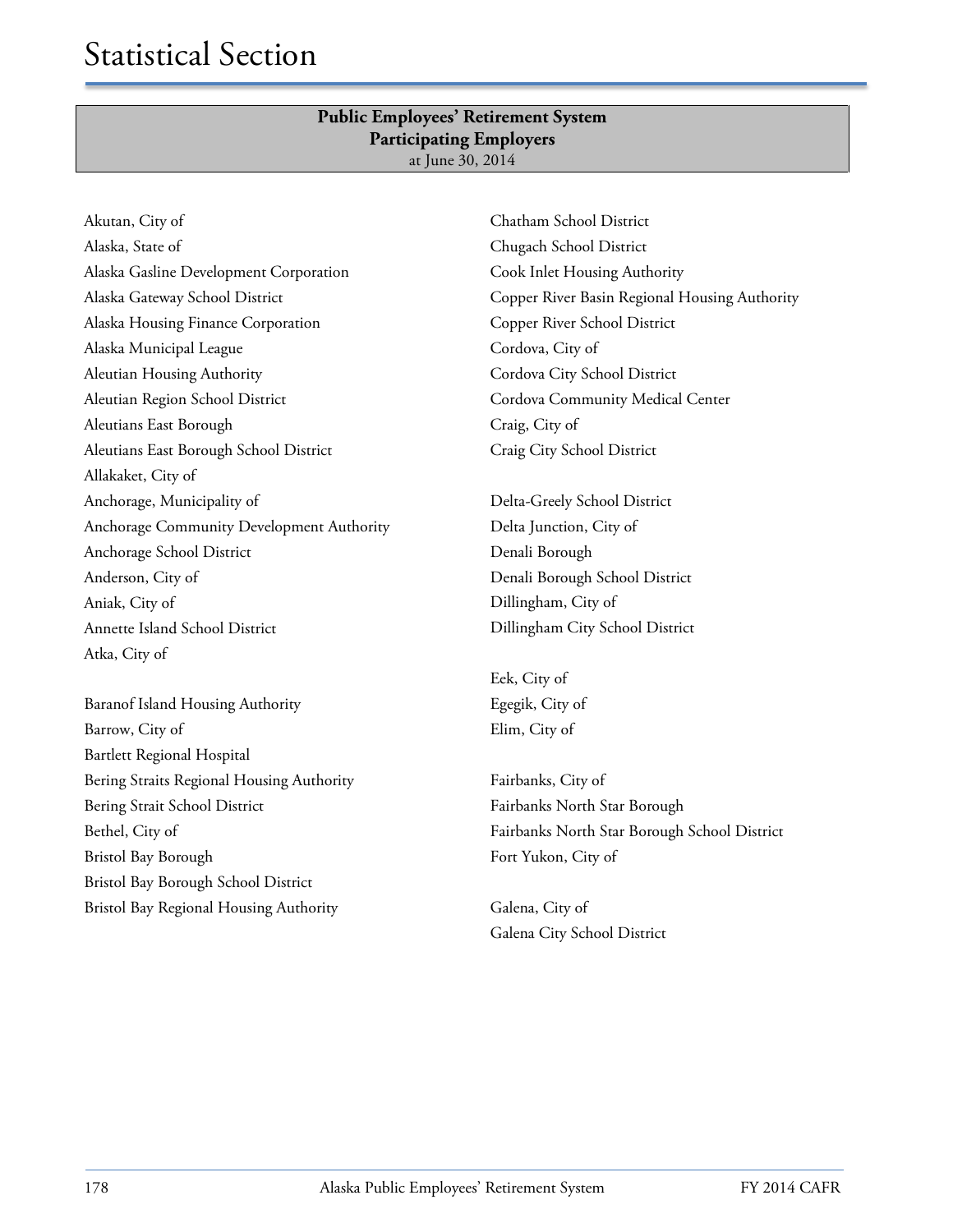# Statistical Section

## Public Employees' Retirement System
## Participating Employers
at June 30, 2014

Akutan, City of
Alaska, State of
Alaska Gasline Development Corporation
Alaska Gateway School District
Alaska Housing Finance Corporation
Alaska Municipal League
Aleutian Housing Authority
Aleutian Region School District
Aleutians East Borough
Aleutians East Borough School District
Allakaket, City of
Anchorage, Municipality of
Anchorage Community Development Authority
Anchorage School District
Anderson, City of
Aniak, City of
Annette Island School District
Atka, City of

Baranof Island Housing Authority
Barrow, City of
Bartlett Regional Hospital
Bering Straits Regional Housing Authority
Bering Strait School District
Bethel, City of
Bristol Bay Borough
Bristol Bay Borough School District
Bristol Bay Regional Housing Authority

Chatham School District
Chugach School District
Cook Inlet Housing Authority
Copper River Basin Regional Housing Authority
Copper River School District
Cordova, City of
Cordova City School District
Cordova Community Medical Center
Craig, City of
Craig City School District

Delta-Greely School District
Delta Junction, City of
Denali Borough
Denali Borough School District
Dillingham, City of
Dillingham City School District

Eek, City of
Egegik, City of
Elim, City of

Fairbanks, City of
Fairbanks North Star Borough
Fairbanks North Star Borough School District
Fort Yukon, City of

Galena, City of
Galena City School District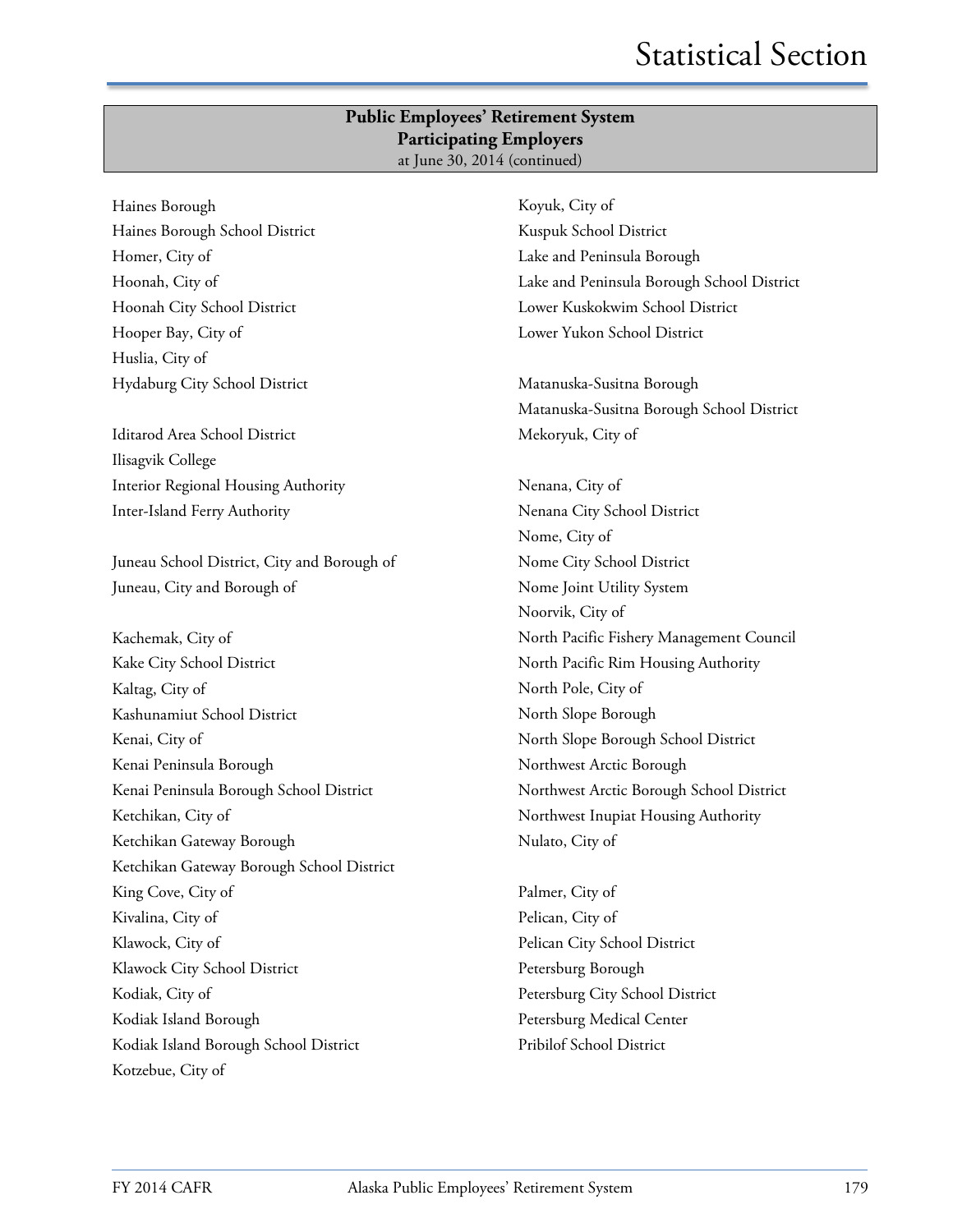## Public Employees' Retirement System
## Participating Employers
at June 30, 2014 (continued)

Haines Borough
Haines Borough School District
Homer, City of
Hoonah, City of
Hoonah City School District
Hooper Bay, City of
Huslia, City of
Hydaburg City School District

Iditarod Area School District
Ilisagvik College
Interior Regional Housing Authority
Inter-Island Ferry Authority

Juneau School District, City and Borough of
Juneau, City and Borough of

Kachemak, City of
Kake City School District
Kaltag, City of
Kashunamiut School District
Kenai, City of
Kenai Peninsula Borough
Kenai Peninsula Borough School District
Ketchikan, City of
Ketchikan Gateway Borough
Ketchikan Gateway Borough School District
King Cove, City of
Kivalina, City of
Klawock, City of
Klawock City School District
Kodiak, City of
Kodiak Island Borough
Kodiak Island Borough School District
Kotzebue, City of
Koyuk, City of
Kuspuk School District
Lake and Peninsula Borough
Lake and Peninsula Borough School District
Lower Kuskokwim School District
Lower Yukon School District

Matanuska-Susitna Borough
Matanuska-Susitna Borough School District
Mekoryuk, City of

Nenana, City of
Nenana City School District
Nome, City of
Nome City School District
Nome Joint Utility System
Noorvik, City of
North Pacific Fishery Management Council
North Pacific Rim Housing Authority
North Pole, City of
North Slope Borough
North Slope Borough School District
Northwest Arctic Borough
Northwest Arctic Borough School District
Northwest Inupiat Housing Authority
Nulato, City of

Palmer, City of
Pelican, City of
Pelican City School District
Petersburg Borough
Petersburg City School District
Petersburg Medical Center
Pribilof School District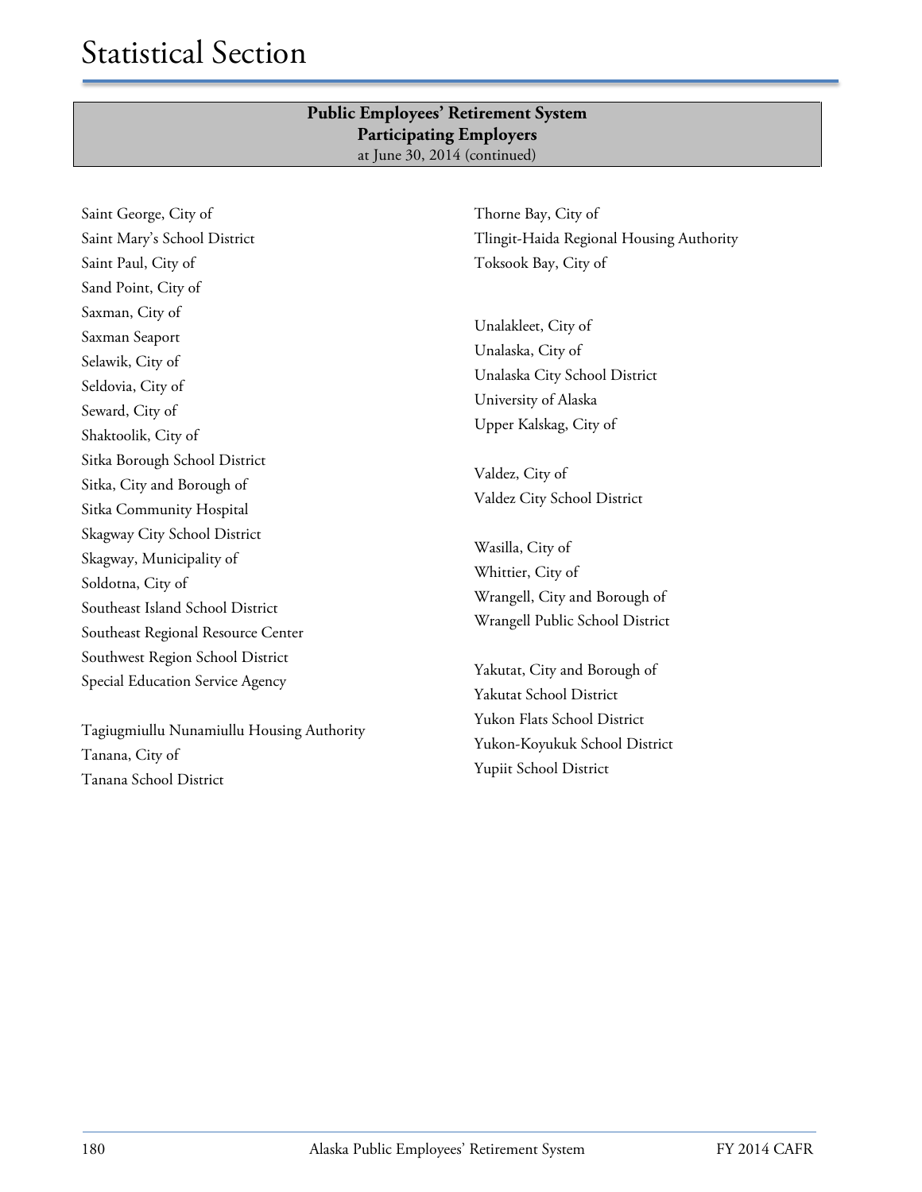## Public Employees' Retirement System
## Participating Employers
at June 30, 2014 (continued)

Saint George, City of
Saint Mary's School District
Saint Paul, City of
Sand Point, City of
Saxman, City of
Saxman Seaport
Selawik, City of
Seldovia, City of
Seward, City of
Shaktoolik, City of
Sitka Borough School District
Sitka, City and Borough of
Sitka Community Hospital
Skagway City School District
Skagway, Municipality of
Soldotna, City of
Southeast Island School District
Southeast Regional Resource Center
Southwest Region School District
Special Education Service Agency

Tagiugmiullu Nunamiullu Housing Authority
Tanana, City of
Tanana School District

Thorne Bay, City of
Tlingit-Haida Regional Housing Authority
Toksook Bay, City of

Unalakleet, City of
Unalaska, City of
Unalaska City School District
University of Alaska
Upper Kalskag, City of

Valdez, City of
Valdez City School District

Wasilla, City of
Whittier, City of
Wrangell, City and Borough of
Wrangell Public School District

Yakutat, City and Borough of
Yakutat School District
Yukon Flats School District
Yukon-Koyukuk School District
Yupiit School District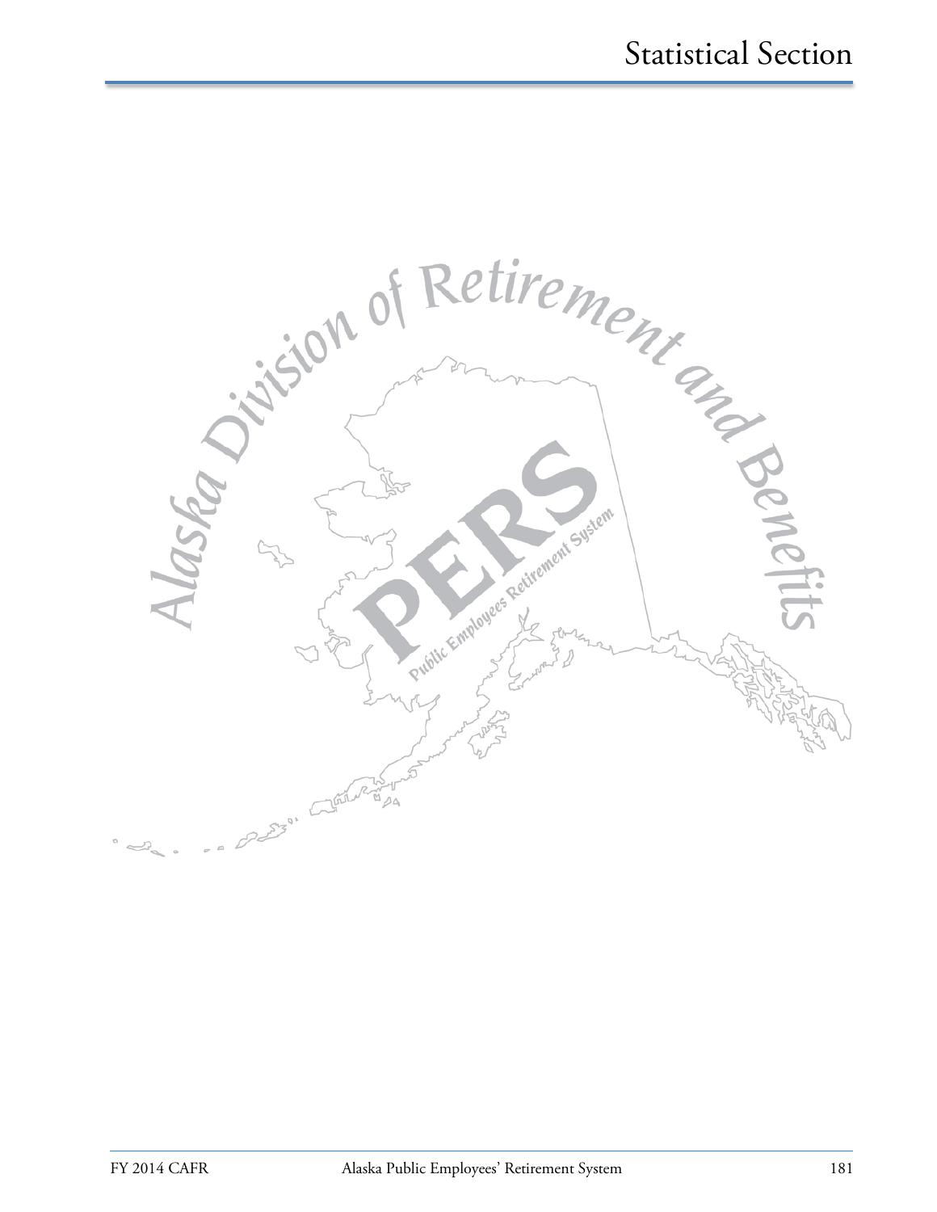# Statistical Section

Alaska Division of Retirement and Benefits

PERS

Public Employees Retirement System